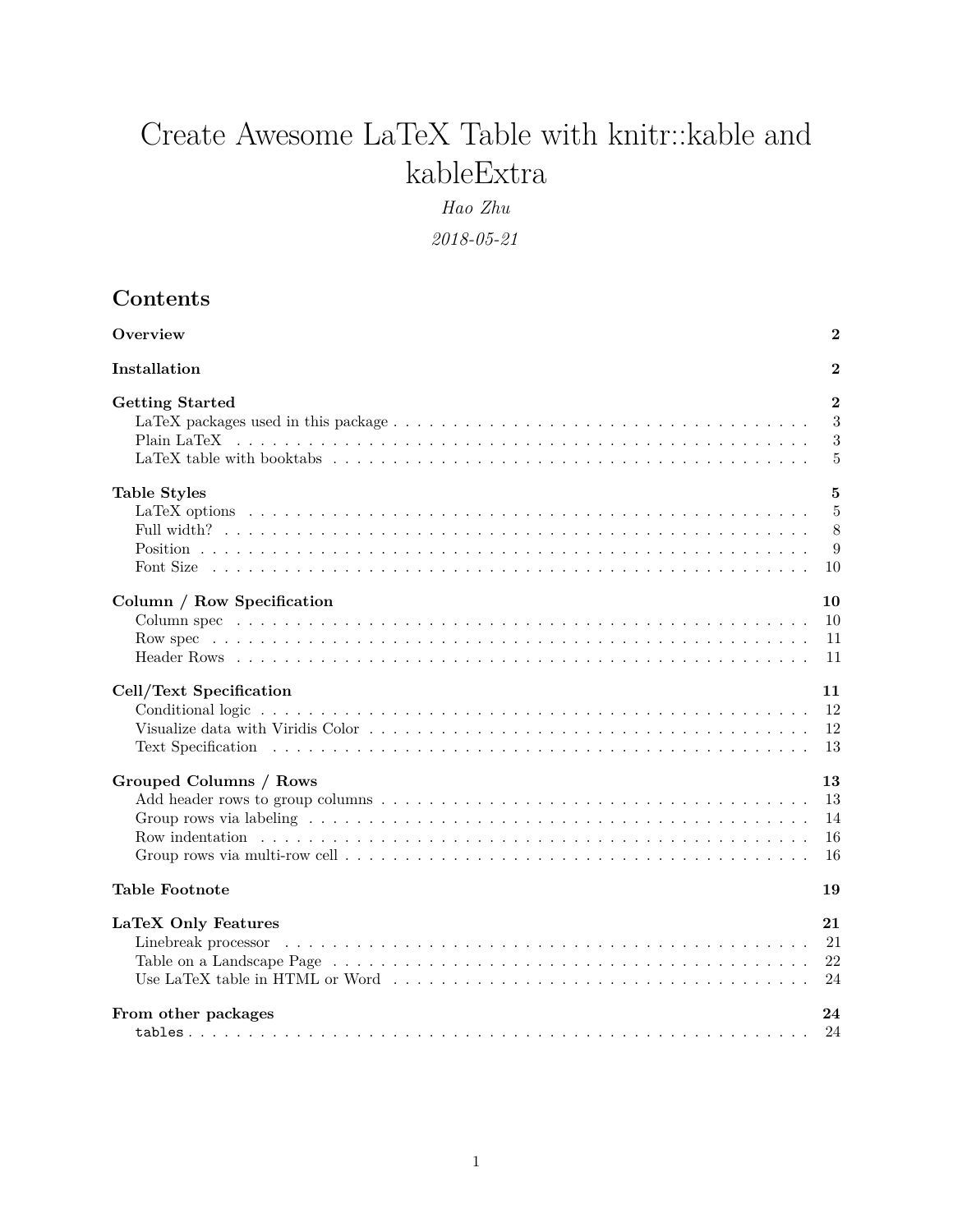# Create Awesome LaTeX Table with knitr::kable and kableExtra

*Hao Zhu*

*2018-05-21*

## Contents

**Overview** — **2**

**Installation** — **2**

**Getting Started** — **2**
- LaTeX packages used in this package — 3
- Plain LaTeX — 3
- LaTeX table with booktabs — 5

**Table Styles** — **5**
- LaTeX options — 5
- Full width? — 8
- Position — 9
- Font Size — 10

**Column / Row Specification** — **10**
- Column spec — 10
- Row spec — 11
- Header Rows — 11

**Cell/Text Specification** — **11**
- Conditional logic — 12
- Visualize data with Viridis Color — 12
- Text Specification — 13

**Grouped Columns / Rows** — **13**
- Add header rows to group columns — 13
- Group rows via labeling — 14
- Row indentation — 16
- Group rows via multi-row cell — 16

**Table Footnote** — **19**

**LaTeX Only Features** — **21**
- Linebreak processor — 21
- Table on a Landscape Page — 22
- Use LaTeX table in HTML or Word — 24

**From other packages** — **24**
- `tables` — 24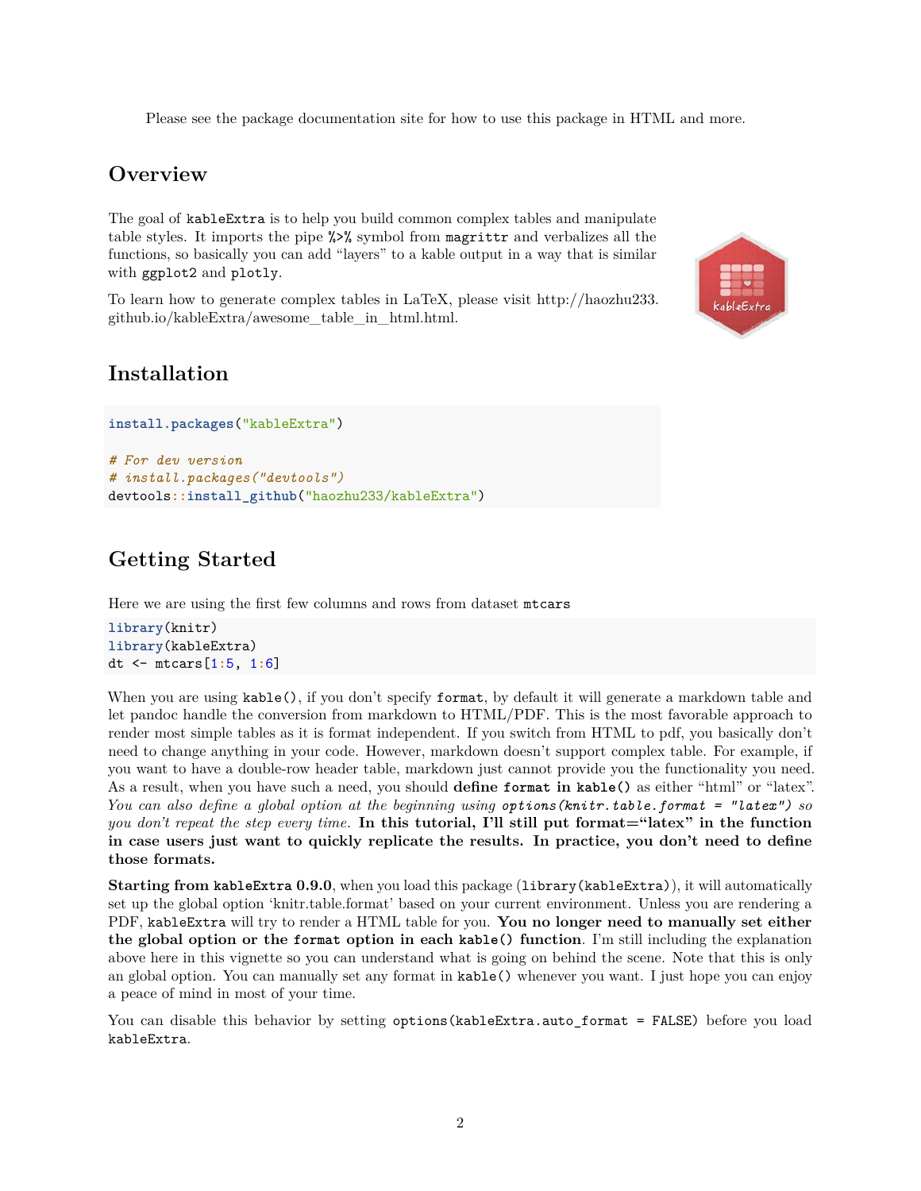Please see the package documentation site for how to use this package in HTML and more.

## Overview

The goal of `kableExtra` is to help you build common complex tables and manipulate table styles. It imports the pipe `%>%` symbol from `magrittr` and verbalizes all the functions, so basically you can add "layers" to a kable output in a way that is similar with `ggplot2` and `plotly`.

To learn how to generate complex tables in LaTeX, please visit http://haozhu233.github.io/kableExtra/awesome_table_in_html.html.

## Installation

```
install.packages("kableExtra")

# For dev version
# install.packages("devtools")
devtools::install_github("haozhu233/kableExtra")
```

## Getting Started

Here we are using the first few columns and rows from dataset `mtcars`

```
library(knitr)
library(kableExtra)
dt <- mtcars[1:5, 1:6]
```

When you are using `kable()`, if you don't specify `format`, by default it will generate a markdown table and let pandoc handle the conversion from markdown to HTML/PDF. This is the most favorable approach to render most simple tables as it is format independent. If you switch from HTML to pdf, you basically don't need to change anything in your code. However, markdown doesn't support complex table. For example, if you want to have a double-row header table, markdown just cannot provide you the functionality you need. As a result, when you have such a need, you should **define `format` in `kable()`** as either "html" or "latex". *You can also define a global option at the beginning using `options(knitr.table.format = "latex")` so you don't repeat the step every time.* **In this tutorial, I'll still put format="latex" in the function in case users just want to quickly replicate the results. In practice, you don't need to define those formats.**

**Starting from `kableExtra` 0.9.0**, when you load this package (`library(kableExtra)`), it will automatically set up the global option 'knitr.table.format' based on your current environment. Unless you are rendering a PDF, `kableExtra` will try to render a HTML table for you. **You no longer need to manually set either the global option or the `format` option in each `kable()` function.** I'm still including the explanation above here in this vignette so you can understand what is going on behind the scene. Note that this is only an global option. You can manually set any format in `kable()` whenever you want. I just hope you can enjoy a peace of mind in most of your time.

You can disable this behavior by setting `options(kableExtra.auto_format = FALSE)` before you load `kableExtra`.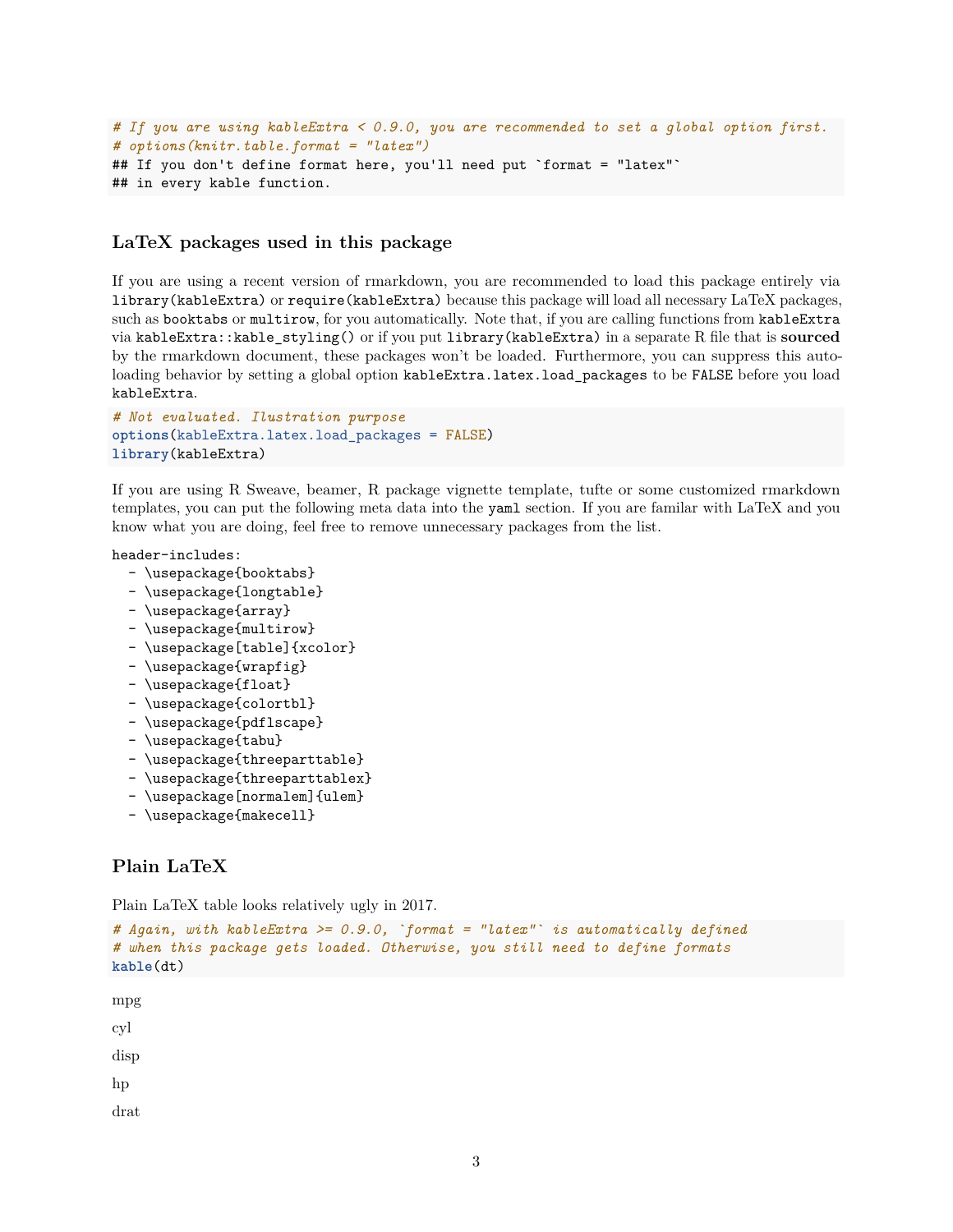```
# If you are using kableExtra < 0.9.0, you are recommended to set a global option first.
# options(knitr.table.format = "latex")
## If you don't define format here, you'll need put `format = "latex"`
## in every kable function.
```

## LaTeX packages used in this package

If you are using a recent version of rmarkdown, you are recommended to load this package entirely via `library(kableExtra)` or `require(kableExtra)` because this package will load all necessary LaTeX packages, such as `booktabs` or `multirow`, for you automatically. Note that, if you are calling functions from `kableExtra` via `kableExtra::kable_styling()` or if you put `library(kableExtra)` in a separate R file that is **sourced** by the rmarkdown document, these packages won't be loaded. Furthermore, you can suppress this auto-loading behavior by setting a global option `kableExtra.latex.load_packages` to be `FALSE` before you load `kableExtra`.

```
# Not evaluated. Ilustration purpose
options(kableExtra.latex.load_packages = FALSE)
library(kableExtra)
```

If you are using R Sweave, beamer, R package vignette template, tufte or some customized rmarkdown templates, you can put the following meta data into the `yaml` section. If you are familar with LaTeX and you know what you are doing, feel free to remove unnecessary packages from the list.

```
header-includes:
  - \usepackage{booktabs}
  - \usepackage{longtable}
  - \usepackage{array}
  - \usepackage{multirow}
  - \usepackage[table]{xcolor}
  - \usepackage{wrapfig}
  - \usepackage{float}
  - \usepackage{colortbl}
  - \usepackage{pdflscape}
  - \usepackage{tabu}
  - \usepackage{threeparttable}
  - \usepackage{threeparttablex}
  - \usepackage[normalem]{ulem}
  - \usepackage{makecell}
```

## Plain LaTeX

Plain LaTeX table looks relatively ugly in 2017.

```
# Again, with kableExtra >= 0.9.0, `format = "latex"` is automatically defined
# when this package gets loaded. Otherwise, you still need to define formats
kable(dt)
```

mpg

cyl

disp

hp

drat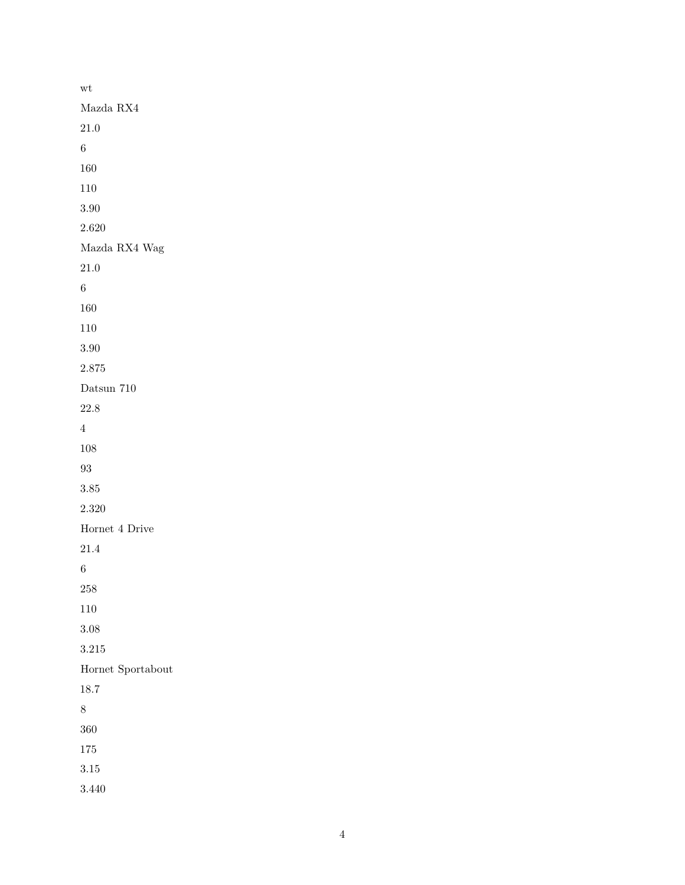wt

Mazda RX4

21.0

6

160

110

3.90

2.620

Mazda RX4 Wag

21.0

6

160

110

3.90

2.875

Datsun 710

22.8

4

108

93

3.85

2.320

Hornet 4 Drive

21.4

6

258

110

3.08

3.215

Hornet Sportabout

18.7

8

360

175

3.15

3.440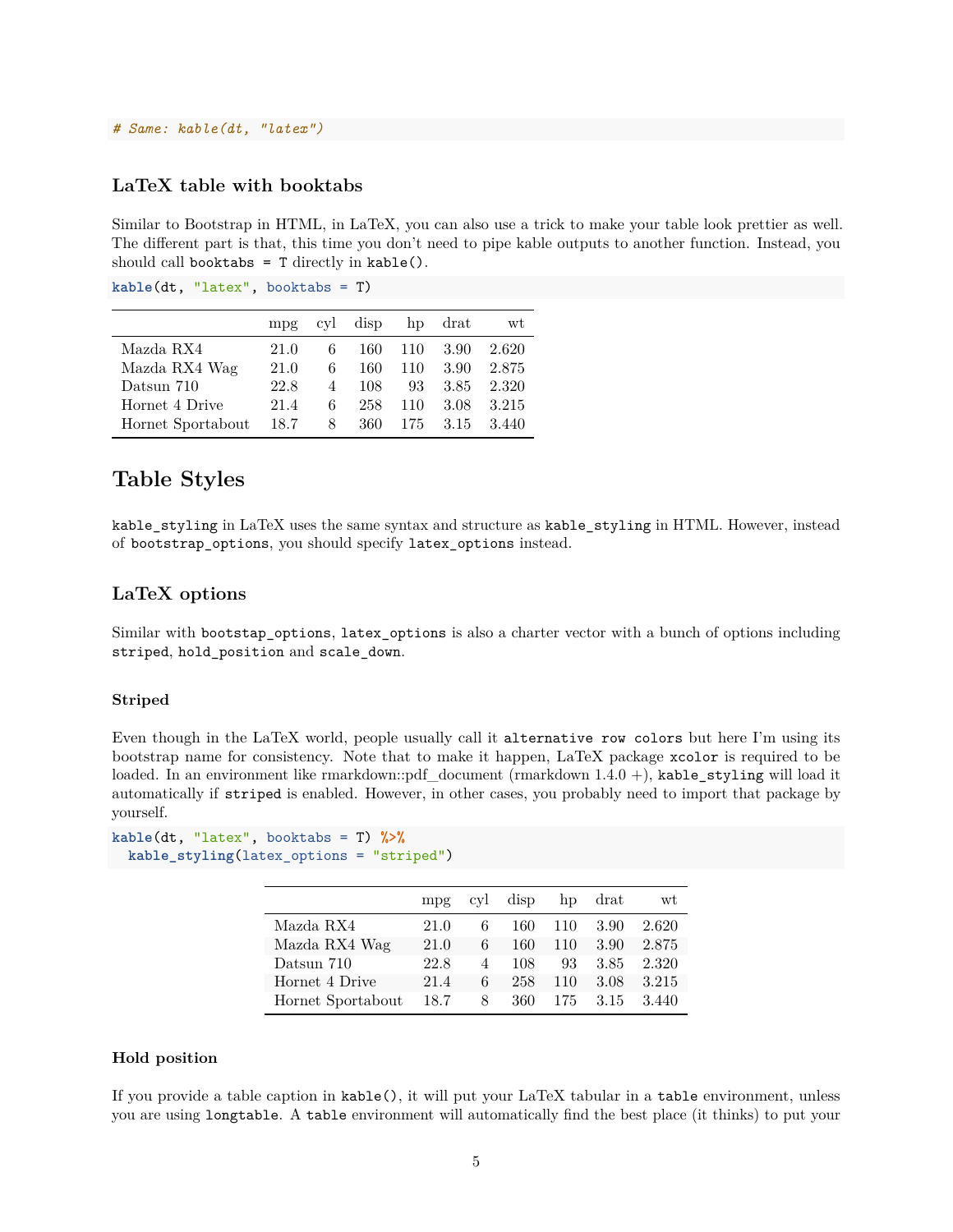```r
# Same: kable(dt, "latex")
```

### LaTeX table with booktabs

Similar to Bootstrap in HTML, in LaTeX, you can also use a trick to make your table look prettier as well. The different part is that, this time you don't need to pipe kable outputs to another function. Instead, you should call `booktabs = T` directly in `kable()`.

```r
kable(dt, "latex", booktabs = T)
```

| | mpg | cyl | disp | hp | drat | wt |
|---|---|---|---|---|---|---|
| Mazda RX4 | 21.0 | 6 | 160 | 110 | 3.90 | 2.620 |
| Mazda RX4 Wag | 21.0 | 6 | 160 | 110 | 3.90 | 2.875 |
| Datsun 710 | 22.8 | 4 | 108 | 93 | 3.85 | 2.320 |
| Hornet 4 Drive | 21.4 | 6 | 258 | 110 | 3.08 | 3.215 |
| Hornet Sportabout | 18.7 | 8 | 360 | 175 | 3.15 | 3.440 |

## Table Styles

`kable_styling` in LaTeX uses the same syntax and structure as `kable_styling` in HTML. However, instead of `bootstrap_options`, you should specify `latex_options` instead.

### LaTeX options

Similar with `bootstap_options`, `latex_options` is also a charter vector with a bunch of options including `striped`, `hold_position` and `scale_down`.

#### Striped

Even though in the LaTeX world, people usually call it `alternative row colors` but here I'm using its bootstrap name for consistency. Note that to make it happen, LaTeX package `xcolor` is required to be loaded. In an environment like rmarkdown::pdf_document (rmarkdown 1.4.0 +), `kable_styling` will load it automatically if `striped` is enabled. However, in other cases, you probably need to import that package by yourself.

```r
kable(dt, "latex", booktabs = T) %>%
  kable_styling(latex_options = "striped")
```

| | mpg | cyl | disp | hp | drat | wt |
|---|---|---|---|---|---|---|
| Mazda RX4 | 21.0 | 6 | 160 | 110 | 3.90 | 2.620 |
| Mazda RX4 Wag | 21.0 | 6 | 160 | 110 | 3.90 | 2.875 |
| Datsun 710 | 22.8 | 4 | 108 | 93 | 3.85 | 2.320 |
| Hornet 4 Drive | 21.4 | 6 | 258 | 110 | 3.08 | 3.215 |
| Hornet Sportabout | 18.7 | 8 | 360 | 175 | 3.15 | 3.440 |

#### Hold position

If you provide a table caption in `kable()`, it will put your LaTeX tabular in a `table` environment, unless you are using `longtable`. A `table` environment will automatically find the best place (it thinks) to put your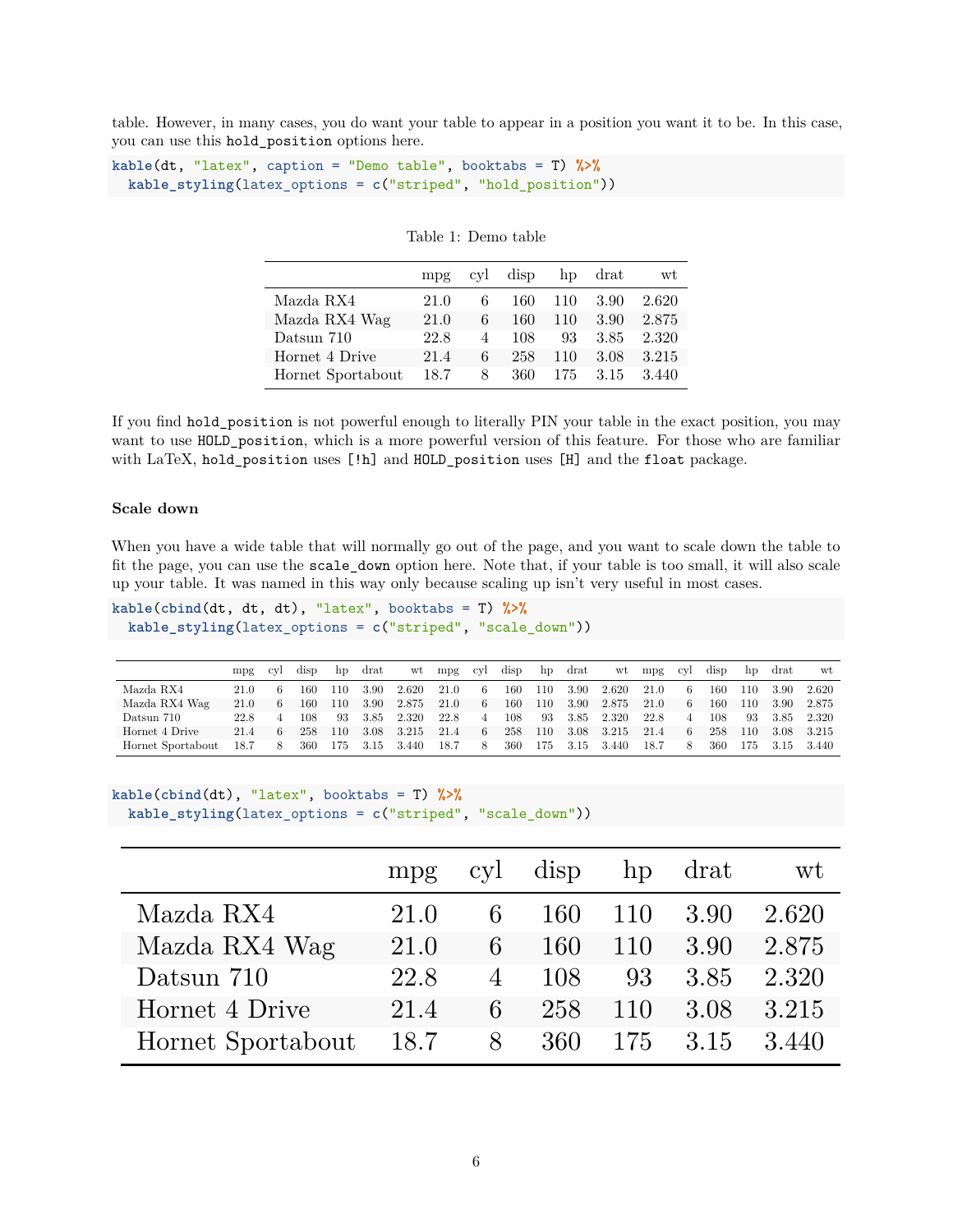table. However, in many cases, you do want your table to appear in a position you want it to be. In this case, you can use this `hold_position` options here.

```
kable(dt, "latex", caption = "Demo table", booktabs = T) %>%
  kable_styling(latex_options = c("striped", "hold_position"))
```

Table 1: Demo table

| | mpg | cyl | disp | hp | drat | wt |
|---|---|---|---|---|---|---|
| Mazda RX4 | 21.0 | 6 | 160 | 110 | 3.90 | 2.620 |
| Mazda RX4 Wag | 21.0 | 6 | 160 | 110 | 3.90 | 2.875 |
| Datsun 710 | 22.8 | 4 | 108 | 93 | 3.85 | 2.320 |
| Hornet 4 Drive | 21.4 | 6 | 258 | 110 | 3.08 | 3.215 |
| Hornet Sportabout | 18.7 | 8 | 360 | 175 | 3.15 | 3.440 |

If you find `hold_position` is not powerful enough to literally PIN your table in the exact position, you may want to use `HOLD_position`, which is a more powerful version of this feature. For those who are familiar with LaTeX, `hold_position` uses `[!h]` and `HOLD_position` uses `[H]` and the `float` package.

### Scale down

When you have a wide table that will normally go out of the page, and you want to scale down the table to fit the page, you can use the `scale_down` option here. Note that, if your table is too small, it will also scale up your table. It was named in this way only because scaling up isn't very useful in most cases.

```
kable(cbind(dt, dt, dt), "latex", booktabs = T) %>%
  kable_styling(latex_options = c("striped", "scale_down"))
```

| | mpg | cyl | disp | hp | drat | wt | mpg | cyl | disp | hp | drat | wt | mpg | cyl | disp | hp | drat | wt |
|---|---|---|---|---|---|---|---|---|---|---|---|---|---|---|---|---|---|---|
| Mazda RX4 | 21.0 | 6 | 160 | 110 | 3.90 | 2.620 | 21.0 | 6 | 160 | 110 | 3.90 | 2.620 | 21.0 | 6 | 160 | 110 | 3.90 | 2.620 |
| Mazda RX4 Wag | 21.0 | 6 | 160 | 110 | 3.90 | 2.875 | 21.0 | 6 | 160 | 110 | 3.90 | 2.875 | 21.0 | 6 | 160 | 110 | 3.90 | 2.875 |
| Datsun 710 | 22.8 | 4 | 108 | 93 | 3.85 | 2.320 | 22.8 | 4 | 108 | 93 | 3.85 | 2.320 | 22.8 | 4 | 108 | 93 | 3.85 | 2.320 |
| Hornet 4 Drive | 21.4 | 6 | 258 | 110 | 3.08 | 3.215 | 21.4 | 6 | 258 | 110 | 3.08 | 3.215 | 21.4 | 6 | 258 | 110 | 3.08 | 3.215 |
| Hornet Sportabout | 18.7 | 8 | 360 | 175 | 3.15 | 3.440 | 18.7 | 8 | 360 | 175 | 3.15 | 3.440 | 18.7 | 8 | 360 | 175 | 3.15 | 3.440 |

```
kable(cbind(dt), "latex", booktabs = T) %>%
  kable_styling(latex_options = c("striped", "scale_down"))
```

| | mpg | cyl | disp | hp | drat | wt |
|---|---|---|---|---|---|---|
| Mazda RX4 | 21.0 | 6 | 160 | 110 | 3.90 | 2.620 |
| Mazda RX4 Wag | 21.0 | 6 | 160 | 110 | 3.90 | 2.875 |
| Datsun 710 | 22.8 | 4 | 108 | 93 | 3.85 | 2.320 |
| Hornet 4 Drive | 21.4 | 6 | 258 | 110 | 3.08 | 3.215 |
| Hornet Sportabout | 18.7 | 8 | 360 | 175 | 3.15 | 3.440 |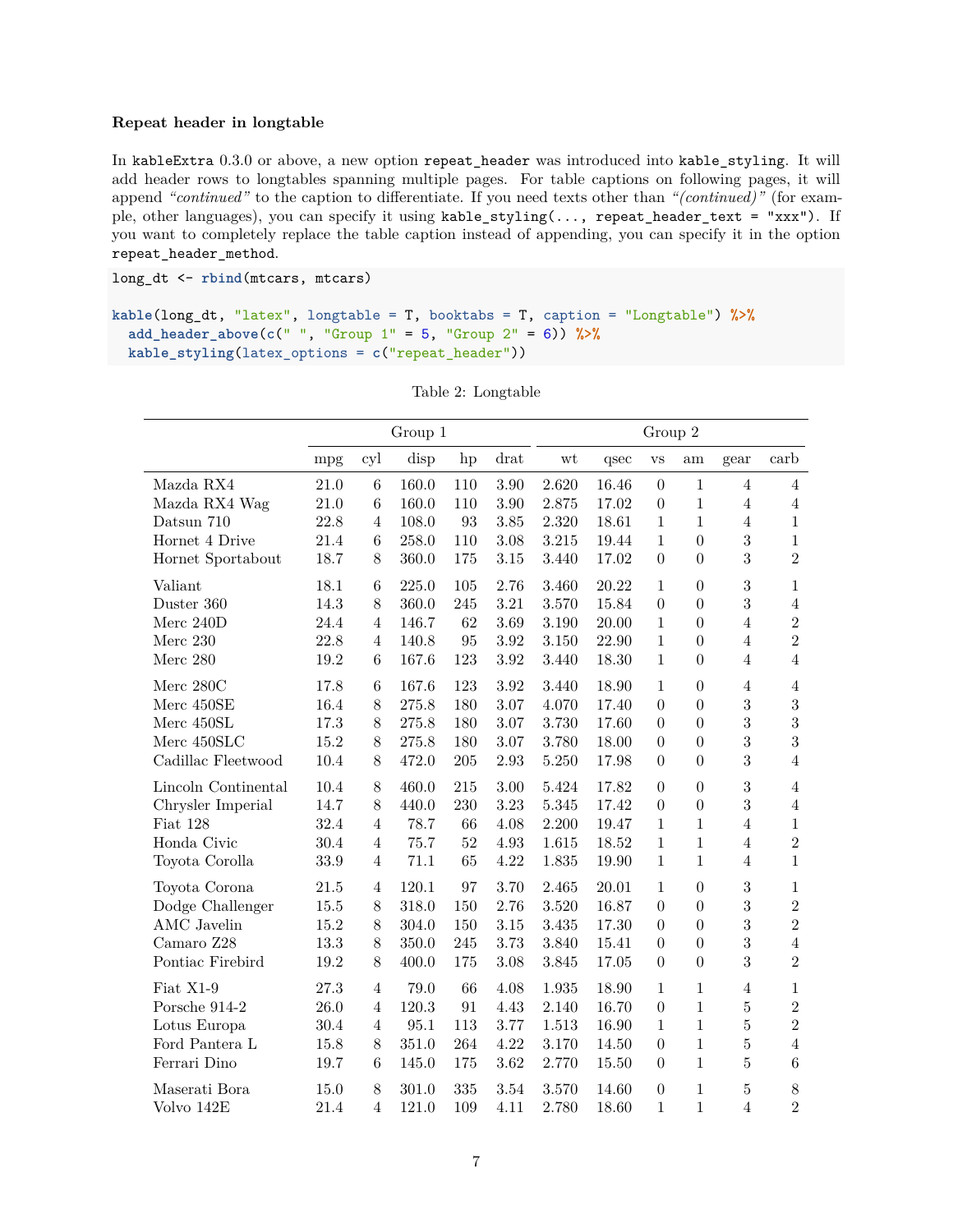### Repeat header in longtable

In `kableExtra` 0.3.0 or above, a new option `repeat_header` was introduced into `kable_styling`. It will add header rows to longtables spanning multiple pages. For table captions on following pages, it will append *"continued"* to the caption to differentiate. If you need texts other than *"(continued)"* (for example, other languages), you can specify it using `kable_styling(..., repeat_header_text = "xxx")`. If you want to completely replace the table caption instead of appending, you can specify it in the option `repeat_header_method`.

```
long_dt <- rbind(mtcars, mtcars)

kable(long_dt, "latex", longtable = T, booktabs = T, caption = "Longtable") %>%
  add_header_above(c(" ", "Group 1" = 5, "Group 2" = 6)) %>%
  kable_styling(latex_options = c("repeat_header"))
```

Table 2: Longtable

| | Group 1 | | | | | Group 2 | | | | | |
|---|---|---|---|---|---|---|---|---|---|---|---|
| | mpg | cyl | disp | hp | drat | wt | qsec | vs | am | gear | carb |
| Mazda RX4 | 21.0 | 6 | 160.0 | 110 | 3.90 | 2.620 | 16.46 | 0 | 1 | 4 | 4 |
| Mazda RX4 Wag | 21.0 | 6 | 160.0 | 110 | 3.90 | 2.875 | 17.02 | 0 | 1 | 4 | 4 |
| Datsun 710 | 22.8 | 4 | 108.0 | 93 | 3.85 | 2.320 | 18.61 | 1 | 1 | 4 | 1 |
| Hornet 4 Drive | 21.4 | 6 | 258.0 | 110 | 3.08 | 3.215 | 19.44 | 1 | 0 | 3 | 1 |
| Hornet Sportabout | 18.7 | 8 | 360.0 | 175 | 3.15 | 3.440 | 17.02 | 0 | 0 | 3 | 2 |
| Valiant | 18.1 | 6 | 225.0 | 105 | 2.76 | 3.460 | 20.22 | 1 | 0 | 3 | 1 |
| Duster 360 | 14.3 | 8 | 360.0 | 245 | 3.21 | 3.570 | 15.84 | 0 | 0 | 3 | 4 |
| Merc 240D | 24.4 | 4 | 146.7 | 62 | 3.69 | 3.190 | 20.00 | 1 | 0 | 4 | 2 |
| Merc 230 | 22.8 | 4 | 140.8 | 95 | 3.92 | 3.150 | 22.90 | 1 | 0 | 4 | 2 |
| Merc 280 | 19.2 | 6 | 167.6 | 123 | 3.92 | 3.440 | 18.30 | 1 | 0 | 4 | 4 |
| Merc 280C | 17.8 | 6 | 167.6 | 123 | 3.92 | 3.440 | 18.90 | 1 | 0 | 4 | 4 |
| Merc 450SE | 16.4 | 8 | 275.8 | 180 | 3.07 | 4.070 | 17.40 | 0 | 0 | 3 | 3 |
| Merc 450SL | 17.3 | 8 | 275.8 | 180 | 3.07 | 3.730 | 17.60 | 0 | 0 | 3 | 3 |
| Merc 450SLC | 15.2 | 8 | 275.8 | 180 | 3.07 | 3.780 | 18.00 | 0 | 0 | 3 | 3 |
| Cadillac Fleetwood | 10.4 | 8 | 472.0 | 205 | 2.93 | 5.250 | 17.98 | 0 | 0 | 3 | 4 |
| Lincoln Continental | 10.4 | 8 | 460.0 | 215 | 3.00 | 5.424 | 17.82 | 0 | 0 | 3 | 4 |
| Chrysler Imperial | 14.7 | 8 | 440.0 | 230 | 3.23 | 5.345 | 17.42 | 0 | 0 | 3 | 4 |
| Fiat 128 | 32.4 | 4 | 78.7 | 66 | 4.08 | 2.200 | 19.47 | 1 | 1 | 4 | 1 |
| Honda Civic | 30.4 | 4 | 75.7 | 52 | 4.93 | 1.615 | 18.52 | 1 | 1 | 4 | 2 |
| Toyota Corolla | 33.9 | 4 | 71.1 | 65 | 4.22 | 1.835 | 19.90 | 1 | 1 | 4 | 1 |
| Toyota Corona | 21.5 | 4 | 120.1 | 97 | 3.70 | 2.465 | 20.01 | 1 | 0 | 3 | 1 |
| Dodge Challenger | 15.5 | 8 | 318.0 | 150 | 2.76 | 3.520 | 16.87 | 0 | 0 | 3 | 2 |
| AMC Javelin | 15.2 | 8 | 304.0 | 150 | 3.15 | 3.435 | 17.30 | 0 | 0 | 3 | 2 |
| Camaro Z28 | 13.3 | 8 | 350.0 | 245 | 3.73 | 3.840 | 15.41 | 0 | 0 | 3 | 4 |
| Pontiac Firebird | 19.2 | 8 | 400.0 | 175 | 3.08 | 3.845 | 17.05 | 0 | 0 | 3 | 2 |
| Fiat X1-9 | 27.3 | 4 | 79.0 | 66 | 4.08 | 1.935 | 18.90 | 1 | 1 | 4 | 1 |
| Porsche 914-2 | 26.0 | 4 | 120.3 | 91 | 4.43 | 2.140 | 16.70 | 0 | 1 | 5 | 2 |
| Lotus Europa | 30.4 | 4 | 95.1 | 113 | 3.77 | 1.513 | 16.90 | 1 | 1 | 5 | 2 |
| Ford Pantera L | 15.8 | 8 | 351.0 | 264 | 4.22 | 3.170 | 14.50 | 0 | 1 | 5 | 4 |
| Ferrari Dino | 19.7 | 6 | 145.0 | 175 | 3.62 | 2.770 | 15.50 | 0 | 1 | 5 | 6 |
| Maserati Bora | 15.0 | 8 | 301.0 | 335 | 3.54 | 3.570 | 14.60 | 0 | 1 | 5 | 8 |
| Volvo 142E | 21.4 | 4 | 121.0 | 109 | 4.11 | 2.780 | 18.60 | 1 | 1 | 4 | 2 |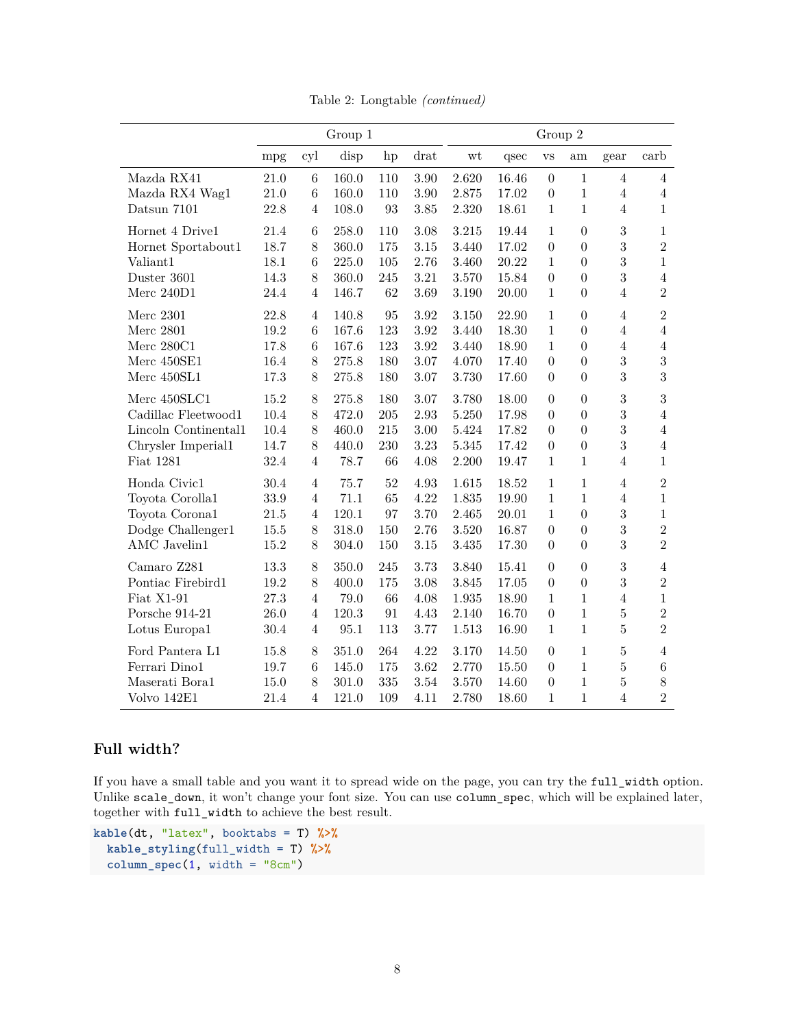Table 2: Longtable *(continued)*

| | Group 1 | | | | | Group 2 | | | | | |
|---|---|---|---|---|---|---|---|---|---|---|---|
| | mpg | cyl | disp | hp | drat | wt | qsec | vs | am | gear | carb |
| Mazda RX41 | 21.0 | 6 | 160.0 | 110 | 3.90 | 2.620 | 16.46 | 0 | 1 | 4 | 4 |
| Mazda RX4 Wag1 | 21.0 | 6 | 160.0 | 110 | 3.90 | 2.875 | 17.02 | 0 | 1 | 4 | 4 |
| Datsun 7101 | 22.8 | 4 | 108.0 | 93 | 3.85 | 2.320 | 18.61 | 1 | 1 | 4 | 1 |
| Hornet 4 Drive1 | 21.4 | 6 | 258.0 | 110 | 3.08 | 3.215 | 19.44 | 1 | 0 | 3 | 1 |
| Hornet Sportabout1 | 18.7 | 8 | 360.0 | 175 | 3.15 | 3.440 | 17.02 | 0 | 0 | 3 | 2 |
| Valiant1 | 18.1 | 6 | 225.0 | 105 | 2.76 | 3.460 | 20.22 | 1 | 0 | 3 | 1 |
| Duster 3601 | 14.3 | 8 | 360.0 | 245 | 3.21 | 3.570 | 15.84 | 0 | 0 | 3 | 4 |
| Merc 240D1 | 24.4 | 4 | 146.7 | 62 | 3.69 | 3.190 | 20.00 | 1 | 0 | 4 | 2 |
| Merc 2301 | 22.8 | 4 | 140.8 | 95 | 3.92 | 3.150 | 22.90 | 1 | 0 | 4 | 2 |
| Merc 2801 | 19.2 | 6 | 167.6 | 123 | 3.92 | 3.440 | 18.30 | 1 | 0 | 4 | 4 |
| Merc 280C1 | 17.8 | 6 | 167.6 | 123 | 3.92 | 3.440 | 18.90 | 1 | 0 | 4 | 4 |
| Merc 450SE1 | 16.4 | 8 | 275.8 | 180 | 3.07 | 4.070 | 17.40 | 0 | 0 | 3 | 3 |
| Merc 450SL1 | 17.3 | 8 | 275.8 | 180 | 3.07 | 3.730 | 17.60 | 0 | 0 | 3 | 3 |
| Merc 450SLC1 | 15.2 | 8 | 275.8 | 180 | 3.07 | 3.780 | 18.00 | 0 | 0 | 3 | 3 |
| Cadillac Fleetwood1 | 10.4 | 8 | 472.0 | 205 | 2.93 | 5.250 | 17.98 | 0 | 0 | 3 | 4 |
| Lincoln Continental1 | 10.4 | 8 | 460.0 | 215 | 3.00 | 5.424 | 17.82 | 0 | 0 | 3 | 4 |
| Chrysler Imperial1 | 14.7 | 8 | 440.0 | 230 | 3.23 | 5.345 | 17.42 | 0 | 0 | 3 | 4 |
| Fiat 1281 | 32.4 | 4 | 78.7 | 66 | 4.08 | 2.200 | 19.47 | 1 | 1 | 4 | 1 |
| Honda Civic1 | 30.4 | 4 | 75.7 | 52 | 4.93 | 1.615 | 18.52 | 1 | 1 | 4 | 2 |
| Toyota Corolla1 | 33.9 | 4 | 71.1 | 65 | 4.22 | 1.835 | 19.90 | 1 | 1 | 4 | 1 |
| Toyota Corona1 | 21.5 | 4 | 120.1 | 97 | 3.70 | 2.465 | 20.01 | 1 | 0 | 3 | 1 |
| Dodge Challenger1 | 15.5 | 8 | 318.0 | 150 | 2.76 | 3.520 | 16.87 | 0 | 0 | 3 | 2 |
| AMC Javelin1 | 15.2 | 8 | 304.0 | 150 | 3.15 | 3.435 | 17.30 | 0 | 0 | 3 | 2 |
| Camaro Z281 | 13.3 | 8 | 350.0 | 245 | 3.73 | 3.840 | 15.41 | 0 | 0 | 3 | 4 |
| Pontiac Firebird1 | 19.2 | 8 | 400.0 | 175 | 3.08 | 3.845 | 17.05 | 0 | 0 | 3 | 2 |
| Fiat X1-91 | 27.3 | 4 | 79.0 | 66 | 4.08 | 1.935 | 18.90 | 1 | 1 | 4 | 1 |
| Porsche 914-21 | 26.0 | 4 | 120.3 | 91 | 4.43 | 2.140 | 16.70 | 0 | 1 | 5 | 2 |
| Lotus Europa1 | 30.4 | 4 | 95.1 | 113 | 3.77 | 1.513 | 16.90 | 1 | 1 | 5 | 2 |
| Ford Pantera L1 | 15.8 | 8 | 351.0 | 264 | 4.22 | 3.170 | 14.50 | 0 | 1 | 5 | 4 |
| Ferrari Dino1 | 19.7 | 6 | 145.0 | 175 | 3.62 | 2.770 | 15.50 | 0 | 1 | 5 | 6 |
| Maserati Bora1 | 15.0 | 8 | 301.0 | 335 | 3.54 | 3.570 | 14.60 | 0 | 1 | 5 | 8 |
| Volvo 142E1 | 21.4 | 4 | 121.0 | 109 | 4.11 | 2.780 | 18.60 | 1 | 1 | 4 | 2 |

### Full width?

If you have a small table and you want it to spread wide on the page, you can try the `full_width` option. Unlike `scale_down`, it won't change your font size. You can use `column_spec`, which will be explained later, together with `full_width` to achieve the best result.

```
kable(dt, "latex", booktabs = T) %>%
  kable_styling(full_width = T) %>%
  column_spec(1, width = "8cm")
```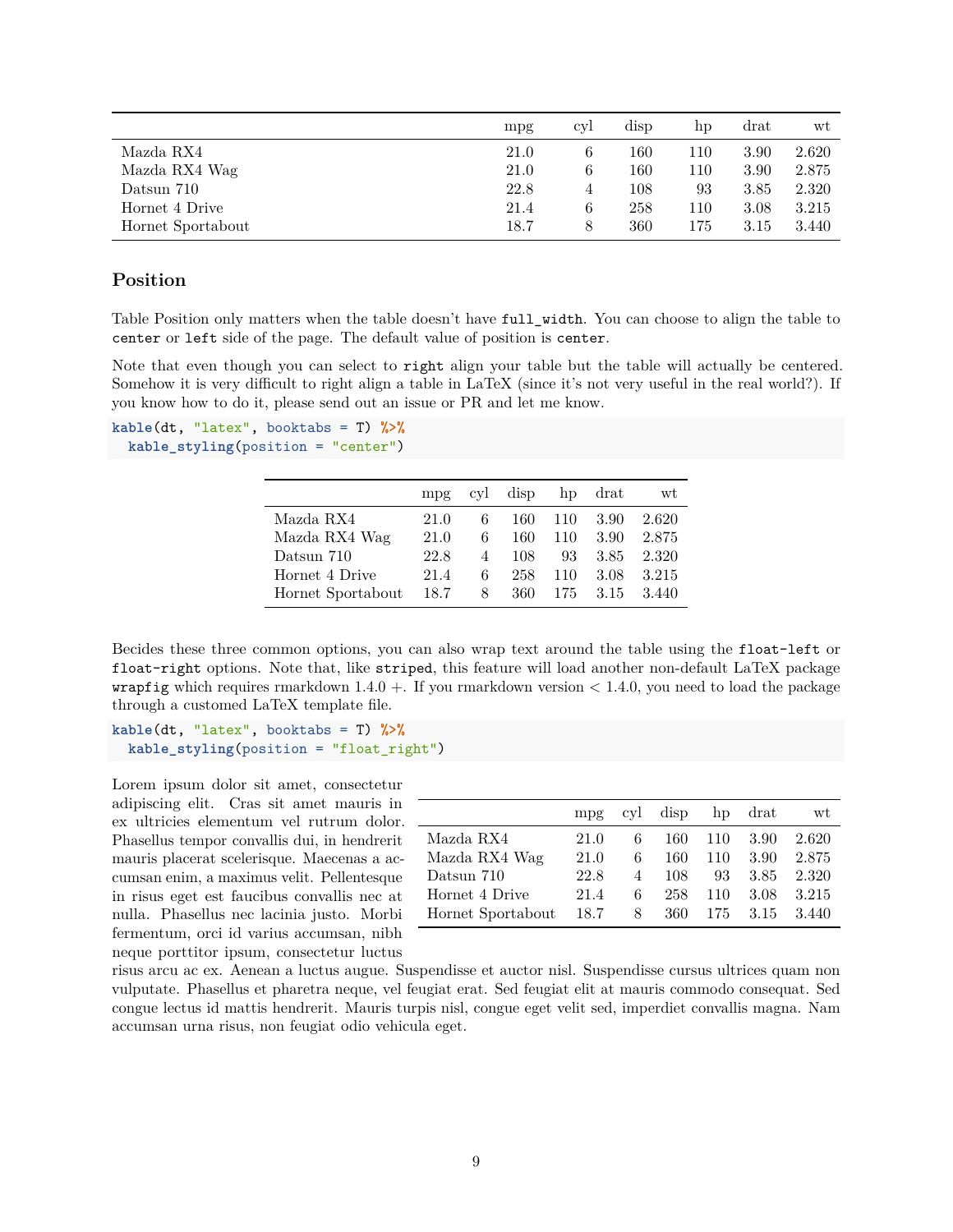|  | mpg | cyl | disp | hp | drat | wt |
|---|---|---|---|---|---|---|
| Mazda RX4 | 21.0 | 6 | 160 | 110 | 3.90 | 2.620 |
| Mazda RX4 Wag | 21.0 | 6 | 160 | 110 | 3.90 | 2.875 |
| Datsun 710 | 22.8 | 4 | 108 | 93 | 3.85 | 2.320 |
| Hornet 4 Drive | 21.4 | 6 | 258 | 110 | 3.08 | 3.215 |
| Hornet Sportabout | 18.7 | 8 | 360 | 175 | 3.15 | 3.440 |

## Position

Table Position only matters when the table doesn't have `full_width`. You can choose to align the table to `center` or `left` side of the page. The default value of position is `center`.

Note that even though you can select to `right` align your table but the table will actually be centered. Somehow it is very difficult to right align a table in LaTeX (since it's not very useful in the real world?). If you know how to do it, please send out an issue or PR and let me know.

```
kable(dt, "latex", booktabs = T) %>%
  kable_styling(position = "center")
```

|  | mpg | cyl | disp | hp | drat | wt |
|---|---|---|---|---|---|---|
| Mazda RX4 | 21.0 | 6 | 160 | 110 | 3.90 | 2.620 |
| Mazda RX4 Wag | 21.0 | 6 | 160 | 110 | 3.90 | 2.875 |
| Datsun 710 | 22.8 | 4 | 108 | 93 | 3.85 | 2.320 |
| Hornet 4 Drive | 21.4 | 6 | 258 | 110 | 3.08 | 3.215 |
| Hornet Sportabout | 18.7 | 8 | 360 | 175 | 3.15 | 3.440 |

Becides these three common options, you can also wrap text around the table using the `float-left` or `float-right` options. Note that, like `striped`, this feature will load another non-default LaTeX package `wrapfig` which requires rmarkdown 1.4.0 +. If you rmarkdown version < 1.4.0, you need to load the package through a customed LaTeX template file.

```
kable(dt, "latex", booktabs = T) %>%
  kable_styling(position = "float_right")
```

|  | mpg | cyl | disp | hp | drat | wt |
|---|---|---|---|---|---|---|
| Mazda RX4 | 21.0 | 6 | 160 | 110 | 3.90 | 2.620 |
| Mazda RX4 Wag | 21.0 | 6 | 160 | 110 | 3.90 | 2.875 |
| Datsun 710 | 22.8 | 4 | 108 | 93 | 3.85 | 2.320 |
| Hornet 4 Drive | 21.4 | 6 | 258 | 110 | 3.08 | 3.215 |
| Hornet Sportabout | 18.7 | 8 | 360 | 175 | 3.15 | 3.440 |

Lorem ipsum dolor sit amet, consectetur adipiscing elit. Cras sit amet mauris in ex ultricies elementum vel rutrum dolor. Phasellus tempor convallis dui, in hendrerit mauris placerat scelerisque. Maecenas a accumsan enim, a maximus velit. Pellentesque in risus eget est faucibus convallis nec at nulla. Phasellus nec lacinia justo. Morbi fermentum, orci id varius accumsan, nibh neque porttitor ipsum, consectetur luctus risus arcu ac ex. Aenean a luctus augue. Suspendisse et auctor nisl. Suspendisse cursus ultrices quam non vulputate. Phasellus et pharetra neque, vel feugiat erat. Sed feugiat elit at mauris commodo consequat. Sed congue lectus id mattis hendrerit. Mauris turpis nisl, congue eget velit sed, imperdiet convallis magna. Nam accumsan urna risus, non feugiat odio vehicula eget.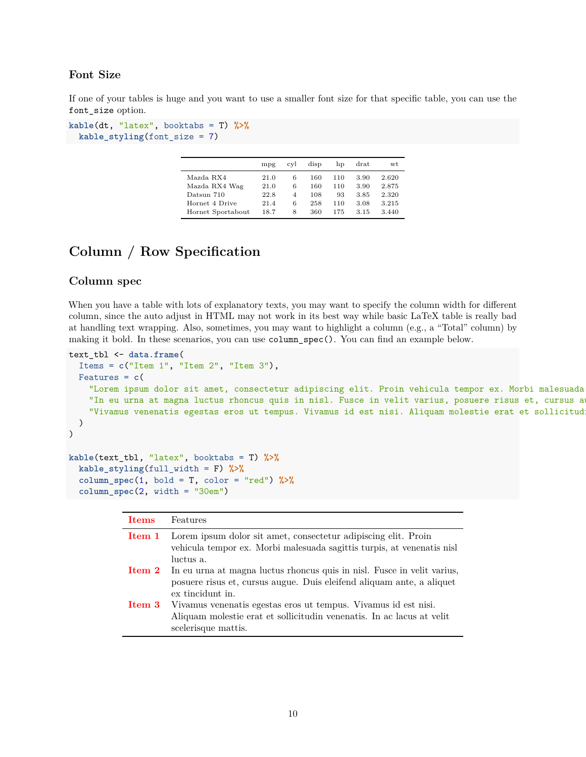### Font Size

If one of your tables is huge and you want to use a smaller font size for that specific table, you can use the `font_size` option.

```
kable(dt, "latex", booktabs = T) %>%
  kable_styling(font_size = 7)
```

| | mpg | cyl | disp | hp | drat | wt |
|---|---|---|---|---|---|---|
| Mazda RX4 | 21.0 | 6 | 160 | 110 | 3.90 | 2.620 |
| Mazda RX4 Wag | 21.0 | 6 | 160 | 110 | 3.90 | 2.875 |
| Datsun 710 | 22.8 | 4 | 108 | 93 | 3.85 | 2.320 |
| Hornet 4 Drive | 21.4 | 6 | 258 | 110 | 3.08 | 3.215 |
| Hornet Sportabout | 18.7 | 8 | 360 | 175 | 3.15 | 3.440 |

## Column / Row Specification

### Column spec

When you have a table with lots of explanatory texts, you may want to specify the column width for different column, since the auto adjust in HTML may not work in its best way while basic LaTeX table is really bad at handling text wrapping. Also, sometimes, you may want to highlight a column (e.g., a "Total" column) by making it bold. In these scenarios, you can use `column_spec()`. You can find an example below.

```
text_tbl <- data.frame(
  Items = c("Item 1", "Item 2", "Item 3"),
  Features = c(
    "Lorem ipsum dolor sit amet, consectetur adipiscing elit. Proin vehicula tempor ex. Morbi malesuada
    "In eu urna at magna luctus rhoncus quis in nisl. Fusce in velit varius, posuere risus et, cursus au
    "Vivamus venenatis egestas eros ut tempus. Vivamus id est nisi. Aliquam molestie erat et sollicitudi
  )
)

kable(text_tbl, "latex", booktabs = T) %>%
  kable_styling(full_width = F) %>%
  column_spec(1, bold = T, color = "red") %>%
  column_spec(2, width = "30em")
```

| **Items** | Features |
|---|---|
| **Item 1** | Lorem ipsum dolor sit amet, consectetur adipiscing elit. Proin vehicula tempor ex. Morbi malesuada sagittis turpis, at venenatis nisl luctus a. |
| **Item 2** | In eu urna at magna luctus rhoncus quis in nisl. Fusce in velit varius, posuere risus et, cursus augue. Duis eleifend aliquam ante, a aliquet ex tincidunt in. |
| **Item 3** | Vivamus venenatis egestas eros ut tempus. Vivamus id est nisi. Aliquam molestie erat et sollicitudin venenatis. In ac lacus at velit scelerisque mattis. |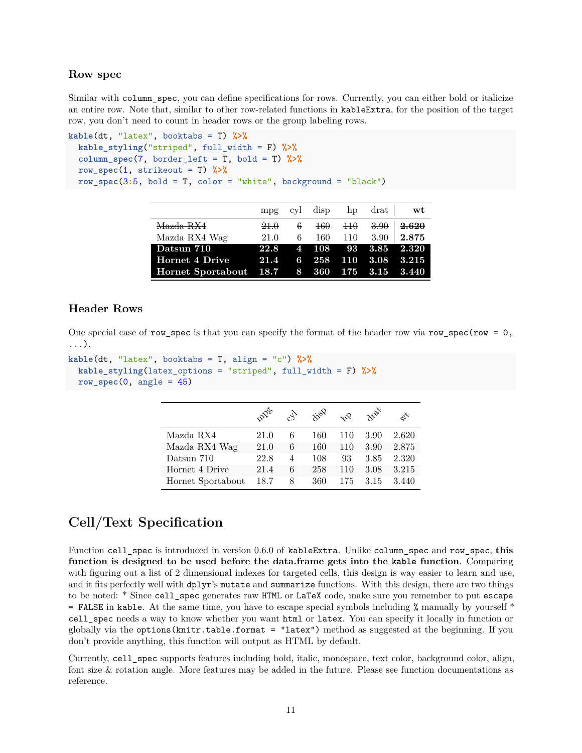### Row spec

Similar with `column_spec`, you can define specifications for rows. Currently, you can either bold or italicize an entire row. Note that, similar to other row-related functions in `kableExtra`, for the position of the target row, you don't need to count in header rows or the group labeling rows.

```
kable(dt, "latex", booktabs = T) %>%
  kable_styling("striped", full_width = F) %>%
  column_spec(7, border_left = T, bold = T) %>%
  row_spec(1, strikeout = T) %>%
  row_spec(3:5, bold = T, color = "white", background = "black")
```

| | mpg | cyl | disp | hp | drat | wt |
|---|---|---|---|---|---|---|
| ~~Mazda RX4~~ | ~~21.0~~ | ~~6~~ | ~~160~~ | ~~110~~ | ~~3.90~~ | **~~2.620~~** |
| Mazda RX4 Wag | 21.0 | 6 | 160 | 110 | 3.90 | **2.875** |
| **Datsun 710** | **22.8** | **4** | **108** | **93** | **3.85** | **2.320** |
| **Hornet 4 Drive** | **21.4** | **6** | **258** | **110** | **3.08** | **3.215** |
| **Hornet Sportabout** | **18.7** | **8** | **360** | **175** | **3.15** | **3.440** |

### Header Rows

One special case of `row_spec` is that you can specify the format of the header row via `row_spec(row = 0, ...)`.

```
kable(dt, "latex", booktabs = T, align = "c") %>%
  kable_styling(latex_options = "striped", full_width = F) %>%
  row_spec(0, angle = 45)
```

| | mpg | cyl | disp | hp | drat | wt |
|---|---|---|---|---|---|---|
| Mazda RX4 | 21.0 | 6 | 160 | 110 | 3.90 | 2.620 |
| Mazda RX4 Wag | 21.0 | 6 | 160 | 110 | 3.90 | 2.875 |
| Datsun 710 | 22.8 | 4 | 108 | 93 | 3.85 | 2.320 |
| Hornet 4 Drive | 21.4 | 6 | 258 | 110 | 3.08 | 3.215 |
| Hornet Sportabout | 18.7 | 8 | 360 | 175 | 3.15 | 3.440 |

## Cell/Text Specification

Function `cell_spec` is introduced in version 0.6.0 of `kableExtra`. Unlike `column_spec` and `row_spec`, **this function is designed to be used before the data.frame gets into the `kable` function**. Comparing with figuring out a list of 2 dimensional indexes for targeted cells, this design is way easier to learn and use, and it fits perfectly well with `dplyr`'s `mutate` and `summarize` functions. With this design, there are two things to be noted: * Since `cell_spec` generates raw `HTML` or `LaTeX` code, make sure you remember to put `escape = FALSE` in `kable`. At the same time, you have to escape special symbols including `%` manually by yourself * `cell_spec` needs a way to know whether you want `html` or `latex`. You can specify it locally in function or globally via the `options(knitr.table.format = "latex")` method as suggested at the beginning. If you don't provide anything, this function will output as HTML by default.

Currently, `cell_spec` supports features including bold, italic, monospace, text color, background color, align, font size & rotation angle. More features may be added in the future. Please see function documentations as reference.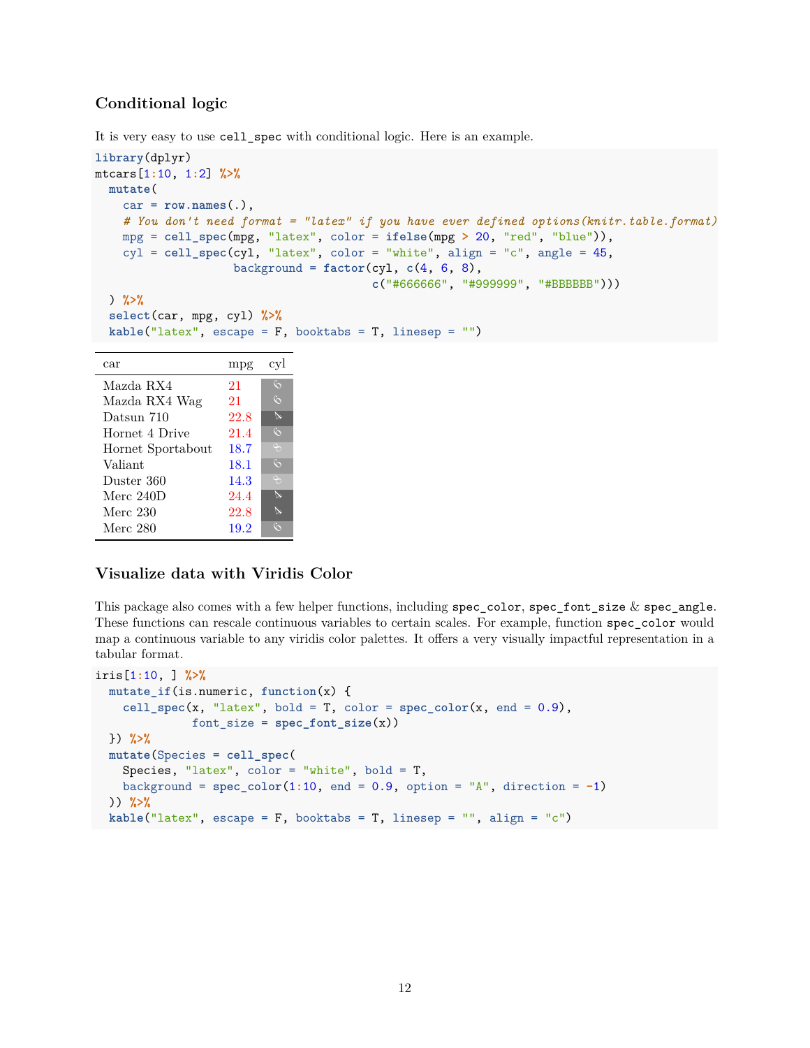### Conditional logic

It is very easy to use `cell_spec` with conditional logic. Here is an example.

```
library(dplyr)
mtcars[1:10, 1:2] %>%
  mutate(
    car = row.names(.),
    # You don't need format = "latex" if you have ever defined options(knitr.table.format)
    mpg = cell_spec(mpg, "latex", color = ifelse(mpg > 20, "red", "blue")),
    cyl = cell_spec(cyl, "latex", color = "white", align = "c", angle = 45,
                    background = factor(cyl, c(4, 6, 8),
                                        c("#666666", "#999999", "#BBBBBB")))
  ) %>%
  select(car, mpg, cyl) %>%
  kable("latex", escape = F, booktabs = T, linesep = "")
```

| car | mpg | cyl |
|---|---|---|
| Mazda RX4 | 21 | 6 |
| Mazda RX4 Wag | 21 | 6 |
| Datsun 710 | 22.8 | 4 |
| Hornet 4 Drive | 21.4 | 6 |
| Hornet Sportabout | 18.7 | 8 |
| Valiant | 18.1 | 6 |
| Duster 360 | 14.3 | 8 |
| Merc 240D | 24.4 | 4 |
| Merc 230 | 22.8 | 4 |
| Merc 280 | 19.2 | 6 |

### Visualize data with Viridis Color

This package also comes with a few helper functions, including `spec_color`, `spec_font_size` & `spec_angle`. These functions can rescale continuous variables to certain scales. For example, function `spec_color` would map a continuous variable to any viridis color palettes. It offers a very visually impactful representation in a tabular format.

```
iris[1:10, ] %>%
  mutate_if(is.numeric, function(x) {
    cell_spec(x, "latex", bold = T, color = spec_color(x, end = 0.9),
              font_size = spec_font_size(x))
  }) %>%
  mutate(Species = cell_spec(
    Species, "latex", color = "white", bold = T,
    background = spec_color(1:10, end = 0.9, option = "A", direction = -1)
  )) %>%
  kable("latex", escape = F, booktabs = T, linesep = "", align = "c")
```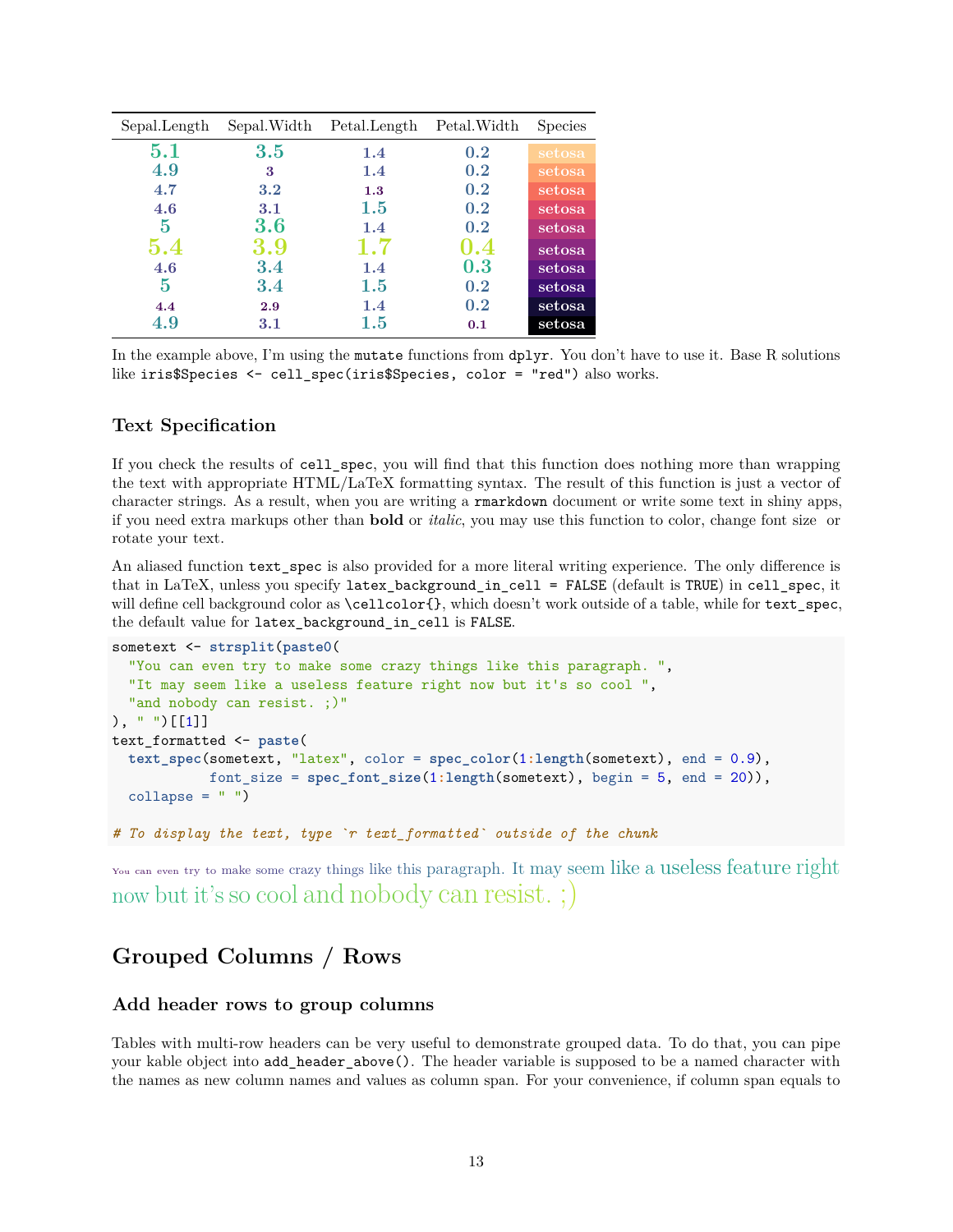| Sepal.Length | Sepal.Width | Petal.Length | Petal.Width | Species |
|---|---|---|---|---|
| 5.1 | 3.5 | 1.4 | 0.2 | setosa |
| 4.9 | 3 | 1.4 | 0.2 | setosa |
| 4.7 | 3.2 | 1.3 | 0.2 | setosa |
| 4.6 | 3.1 | 1.5 | 0.2 | setosa |
| 5 | 3.6 | 1.4 | 0.2 | setosa |
| 5.4 | 3.9 | 1.7 | 0.4 | setosa |
| 4.6 | 3.4 | 1.4 | 0.3 | setosa |
| 5 | 3.4 | 1.5 | 0.2 | setosa |
| 4.4 | 2.9 | 1.4 | 0.2 | setosa |
| 4.9 | 3.1 | 1.5 | 0.1 | setosa |

In the example above, I'm using the `mutate` functions from `dplyr`. You don't have to use it. Base R solutions like `iris$Species <- cell_spec(iris$Species, color = "red")` also works.

### Text Specification

If you check the results of `cell_spec`, you will find that this function does nothing more than wrapping the text with appropriate HTML/LaTeX formatting syntax. The result of this function is just a vector of character strings. As a result, when you are writing a `rmarkdown` document or write some text in shiny apps, if you need extra markups other than **bold** or *italic*, you may use this function to color, change font size or rotate your text.

An aliased function `text_spec` is also provided for a more literal writing experience. The only difference is that in LaTeX, unless you specify `latex_background_in_cell = FALSE` (default is `TRUE`) in `cell_spec`, it will define cell background color as `\cellcolor{}`, which doesn't work outside of a table, while for `text_spec`, the default value for `latex_background_in_cell` is `FALSE`.

```
sometext <- strsplit(paste0(
  "You can even try to make some crazy things like this paragraph. ",
  "It may seem like a useless feature right now but it's so cool ",
  "and nobody can resist. ;)"
), " ")[[1]]
text_formatted <- paste(
  text_spec(sometext, "latex", color = spec_color(1:length(sometext), end = 0.9),
            font_size = spec_font_size(1:length(sometext), begin = 5, end = 20)),
  collapse = " ")

# To display the text, type `r text_formatted` outside of the chunk
```

You can even try to make some crazy things like this paragraph. It may seem like a useless feature right now but it's so cool and nobody can resist. ;)

## Grouped Columns / Rows

### Add header rows to group columns

Tables with multi-row headers can be very useful to demonstrate grouped data. To do that, you can pipe your kable object into `add_header_above()`. The header variable is supposed to be a named character with the names as new column names and values as column span. For your convenience, if column span equals to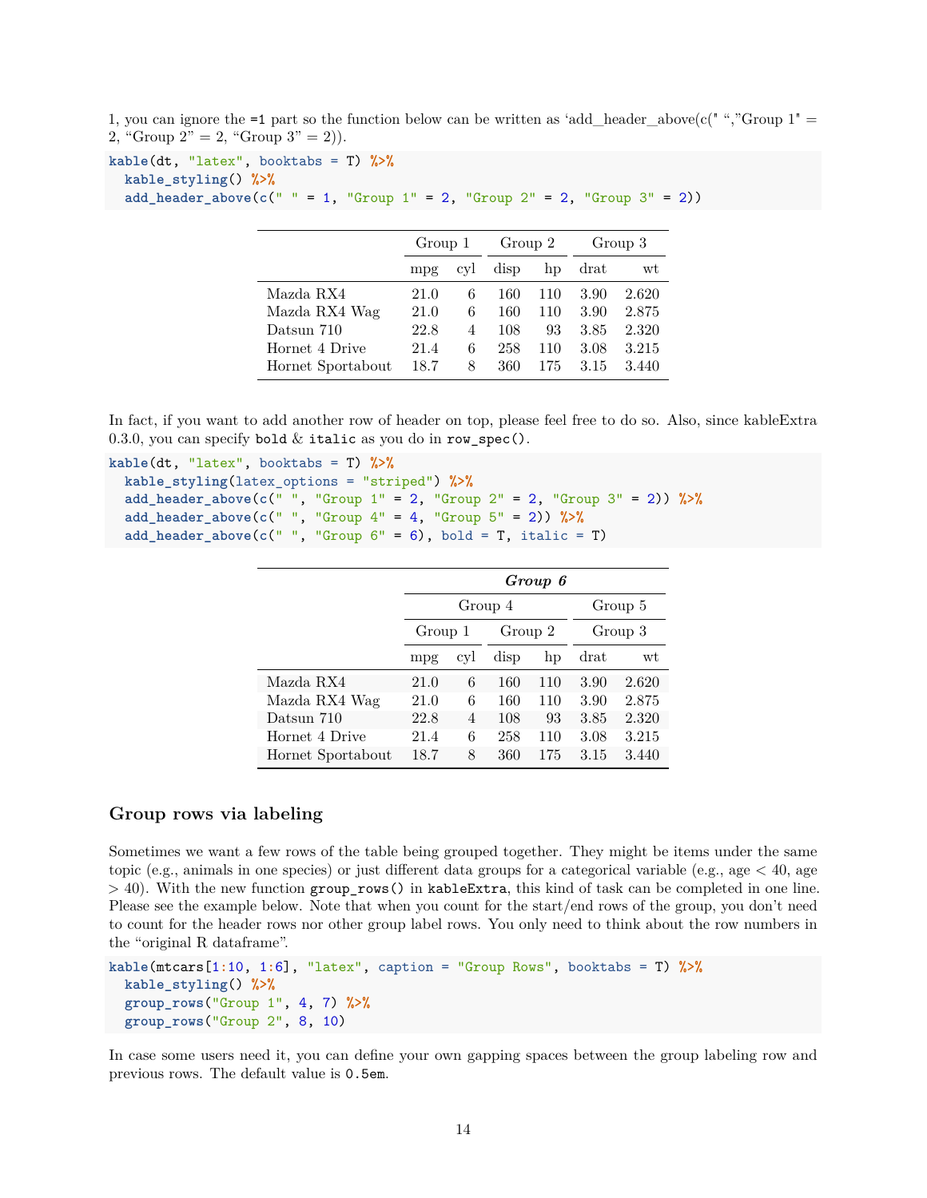1, you can ignore the `=1` part so the function below can be written as 'add_header_above(c(" ","Group 1" = 2, "Group 2" = 2, "Group 3" = 2)).

```
kable(dt, "latex", booktabs = T) %>%
  kable_styling() %>%
  add_header_above(c(" " = 1, "Group 1" = 2, "Group 2" = 2, "Group 3" = 2))
```

| | Group 1 | | Group 2 | | Group 3 | |
|---|---|---|---|---|---|---|
| | mpg | cyl | disp | hp | drat | wt |
| Mazda RX4 | 21.0 | 6 | 160 | 110 | 3.90 | 2.620 |
| Mazda RX4 Wag | 21.0 | 6 | 160 | 110 | 3.90 | 2.875 |
| Datsun 710 | 22.8 | 4 | 108 | 93 | 3.85 | 2.320 |
| Hornet 4 Drive | 21.4 | 6 | 258 | 110 | 3.08 | 3.215 |
| Hornet Sportabout | 18.7 | 8 | 360 | 175 | 3.15 | 3.440 |

In fact, if you want to add another row of header on top, please feel free to do so. Also, since kableExtra 0.3.0, you can specify `bold` & `italic` as you do in `row_spec()`.

```
kable(dt, "latex", booktabs = T) %>%
  kable_styling(latex_options = "striped") %>%
  add_header_above(c(" ", "Group 1" = 2, "Group 2" = 2, "Group 3" = 2)) %>%
  add_header_above(c(" ", "Group 4" = 4, "Group 5" = 2)) %>%
  add_header_above(c(" ", "Group 6" = 6), bold = T, italic = T)
```

| | ***Group 6*** | | | | | |
|---|---|---|---|---|---|---|
| | Group 4 | | | | Group 5 | |
| | Group 1 | | Group 2 | | Group 3 | |
| | mpg | cyl | disp | hp | drat | wt |
| Mazda RX4 | 21.0 | 6 | 160 | 110 | 3.90 | 2.620 |
| Mazda RX4 Wag | 21.0 | 6 | 160 | 110 | 3.90 | 2.875 |
| Datsun 710 | 22.8 | 4 | 108 | 93 | 3.85 | 2.320 |
| Hornet 4 Drive | 21.4 | 6 | 258 | 110 | 3.08 | 3.215 |
| Hornet Sportabout | 18.7 | 8 | 360 | 175 | 3.15 | 3.440 |

## Group rows via labeling

Sometimes we want a few rows of the table being grouped together. They might be items under the same topic (e.g., animals in one species) or just different data groups for a categorical variable (e.g., age < 40, age > 40). With the new function `group_rows()` in `kableExtra`, this kind of task can be completed in one line. Please see the example below. Note that when you count for the start/end rows of the group, you don't need to count for the header rows nor other group label rows. You only need to think about the row numbers in the "original R dataframe".

```
kable(mtcars[1:10, 1:6], "latex", caption = "Group Rows", booktabs = T) %>%
  kable_styling() %>%
  group_rows("Group 1", 4, 7) %>%
  group_rows("Group 2", 8, 10)
```

In case some users need it, you can define your own gapping spaces between the group labeling row and previous rows. The default value is `0.5em`.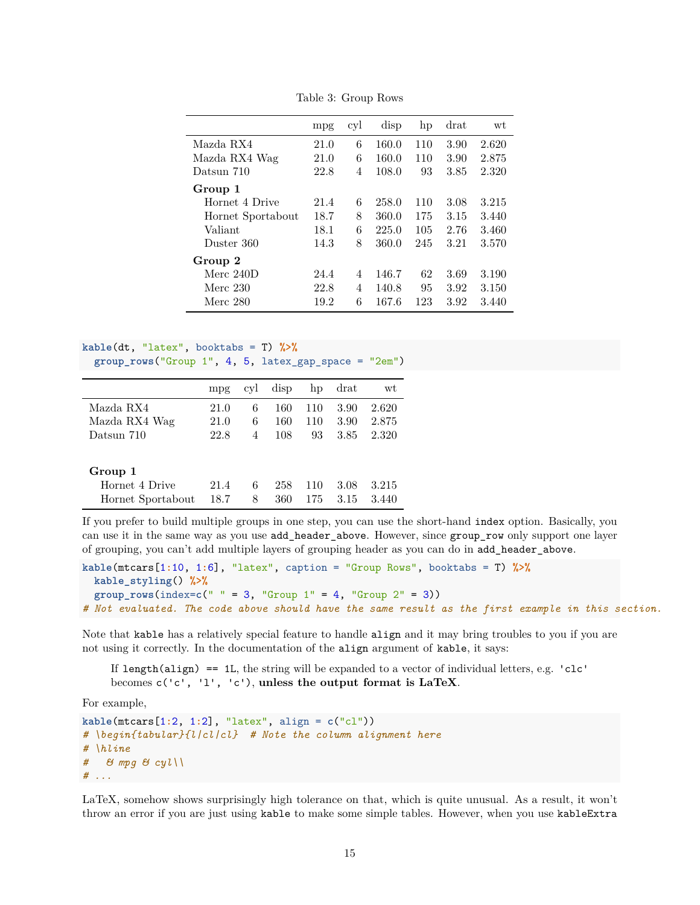Table 3: Group Rows

| | mpg | cyl | disp | hp | drat | wt |
|---|---|---|---|---|---|---|
| Mazda RX4 | 21.0 | 6 | 160.0 | 110 | 3.90 | 2.620 |
| Mazda RX4 Wag | 21.0 | 6 | 160.0 | 110 | 3.90 | 2.875 |
| Datsun 710 | 22.8 | 4 | 108.0 | 93 | 3.85 | 2.320 |
| **Group 1** | | | | | | |
| Hornet 4 Drive | 21.4 | 6 | 258.0 | 110 | 3.08 | 3.215 |
| Hornet Sportabout | 18.7 | 8 | 360.0 | 175 | 3.15 | 3.440 |
| Valiant | 18.1 | 6 | 225.0 | 105 | 2.76 | 3.460 |
| Duster 360 | 14.3 | 8 | 360.0 | 245 | 3.21 | 3.570 |
| **Group 2** | | | | | | |
| Merc 240D | 24.4 | 4 | 146.7 | 62 | 3.69 | 3.190 |
| Merc 230 | 22.8 | 4 | 140.8 | 95 | 3.92 | 3.150 |
| Merc 280 | 19.2 | 6 | 167.6 | 123 | 3.92 | 3.440 |

```
kable(dt, "latex", booktabs = T) %>%
  group_rows("Group 1", 4, 5, latex_gap_space = "2em")
```

| | mpg | cyl | disp | hp | drat | wt |
|---|---|---|---|---|---|---|
| Mazda RX4 | 21.0 | 6 | 160 | 110 | 3.90 | 2.620 |
| Mazda RX4 Wag | 21.0 | 6 | 160 | 110 | 3.90 | 2.875 |
| Datsun 710 | 22.8 | 4 | 108 | 93 | 3.85 | 2.320 |
| **Group 1** | | | | | | |
| Hornet 4 Drive | 21.4 | 6 | 258 | 110 | 3.08 | 3.215 |
| Hornet Sportabout | 18.7 | 8 | 360 | 175 | 3.15 | 3.440 |

If you prefer to build multiple groups in one step, you can use the short-hand `index` option. Basically, you can use it in the same way as you use `add_header_above`. However, since `group_row` only support one layer of grouping, you can't add multiple layers of grouping header as you can do in `add_header_above`.

```
kable(mtcars[1:10, 1:6], "latex", caption = "Group Rows", booktabs = T) %>%
  kable_styling() %>%
  group_rows(index=c(" " = 3, "Group 1" = 4, "Group 2" = 3))
# Not evaluated. The code above should have the same result as the first example in this section.
```

Note that `kable` has a relatively special feature to handle `align` and it may bring troubles to you if you are not using it correctly. In the documentation of the `align` argument of `kable`, it says:

> If `length(align) == 1L`, the string will be expanded to a vector of individual letters, e.g. `'clc'` becomes `c('c', 'l', 'c')`, **unless the output format is LaTeX**.

For example,

```
kable(mtcars[1:2, 1:2], "latex", align = c("cl"))
# \begin{tabular}{l|cl|cl}  # Note the column alignment here
# \hline
#   & mpg & cyl\\
# ...
```

LaTeX, somehow shows surprisingly high tolerance on that, which is quite unusual. As a result, it won't throw an error if you are just using `kable` to make some simple tables. However, when you use `kableExtra`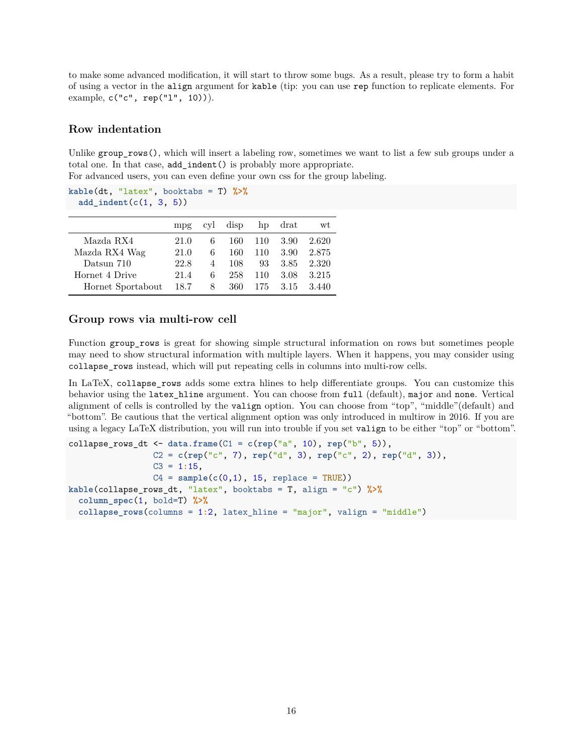to make some advanced modification, it will start to throw some bugs. As a result, please try to form a habit of using a vector in the `align` argument for `kable` (tip: you can use `rep` function to replicate elements. For example, `c("c", rep("l", 10))`).

### Row indentation

Unlike `group_rows()`, which will insert a labeling row, sometimes we want to list a few sub groups under a total one. In that case, `add_indent()` is probably more appropriate.
For advanced users, you can even define your own css for the group labeling.

```
kable(dt, "latex", booktabs = T) %>%
  add_indent(c(1, 3, 5))
```

| | mpg | cyl | disp | hp | drat | wt |
|---|---|---|---|---|---|---|
| Mazda RX4 | 21.0 | 6 | 160 | 110 | 3.90 | 2.620 |
| Mazda RX4 Wag | 21.0 | 6 | 160 | 110 | 3.90 | 2.875 |
| Datsun 710 | 22.8 | 4 | 108 | 93 | 3.85 | 2.320 |
| Hornet 4 Drive | 21.4 | 6 | 258 | 110 | 3.08 | 3.215 |
| Hornet Sportabout | 18.7 | 8 | 360 | 175 | 3.15 | 3.440 |

### Group rows via multi-row cell

Function `group_rows` is great for showing simple structural information on rows but sometimes people may need to show structural information with multiple layers. When it happens, you may consider using `collapse_rows` instead, which will put repeating cells in columns into multi-row cells.

In LaTeX, `collapse_rows` adds some extra hlines to help differentiate groups. You can customize this behavior using the `latex_hline` argument. You can choose from `full` (default), `major` and `none`. Vertical alignment of cells is controlled by the `valign` option. You can choose from "top", "middle"(default) and "bottom". Be cautious that the vertical alignment option was only introduced in multirow in 2016. If you are using a legacy LaTeX distribution, you will run into trouble if you set `valign` to be either "top" or "bottom".

```
collapse_rows_dt <- data.frame(C1 = c(rep("a", 10), rep("b", 5)),
                 C2 = c(rep("c", 7), rep("d", 3), rep("c", 2), rep("d", 3)),
                 C3 = 1:15,
                 C4 = sample(c(0,1), 15, replace = TRUE))
kable(collapse_rows_dt, "latex", booktabs = T, align = "c") %>%
  column_spec(1, bold=T) %>%
  collapse_rows(columns = 1:2, latex_hline = "major", valign = "middle")
```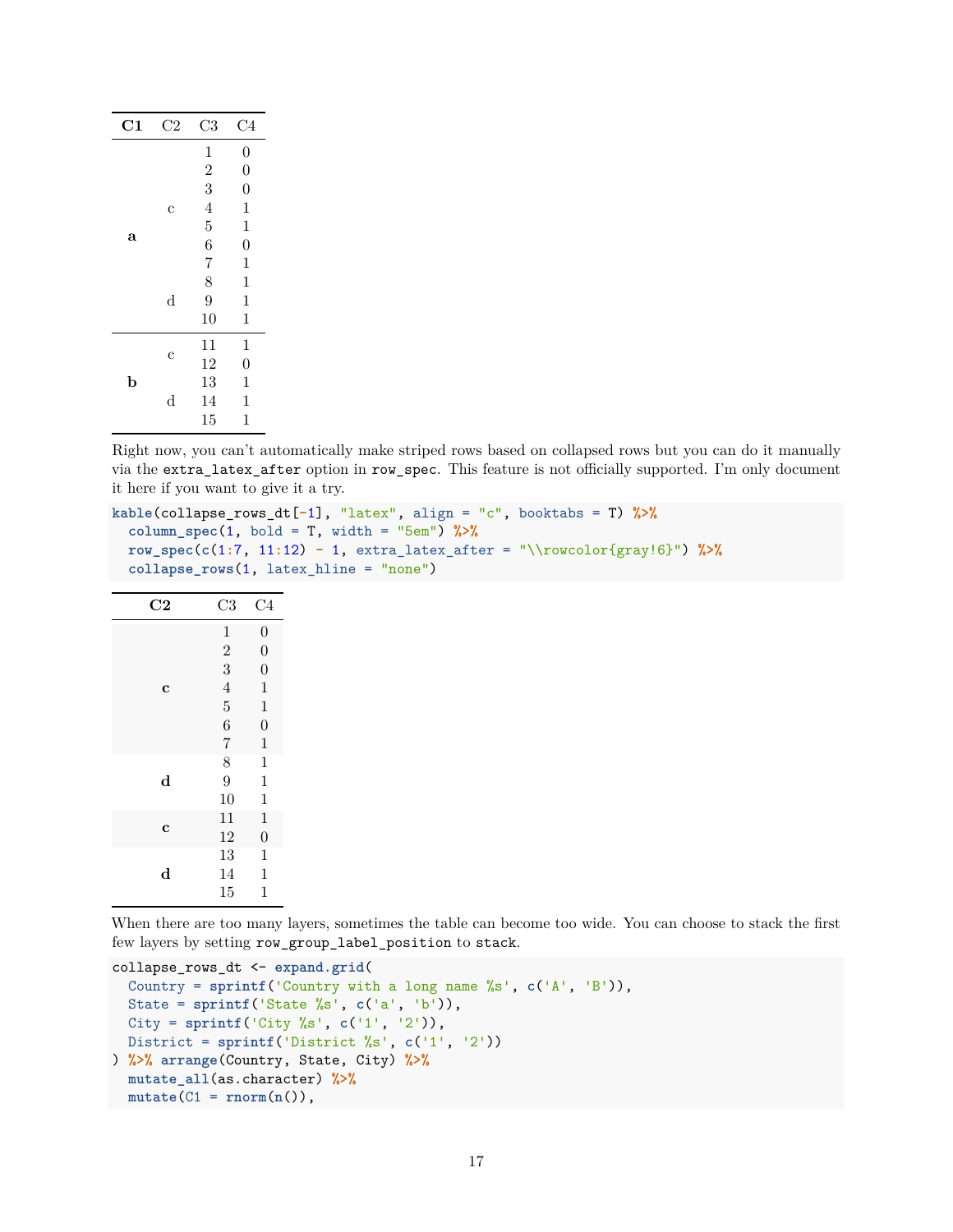| **C1** | C2 | C3 | C4 |
|---|---|---|---|
| **a** | c | 1 | 0 |
| | | 2 | 0 |
| | | 3 | 0 |
| | | 4 | 1 |
| | | 5 | 1 |
| | | 6 | 0 |
| | | 7 | 1 |
| | d | 8 | 1 |
| | | 9 | 1 |
| | | 10 | 1 |
| **b** | c | 11 | 1 |
| | | 12 | 0 |
| | d | 13 | 1 |
| | | 14 | 1 |
| | | 15 | 1 |

Right now, you can't automatically make striped rows based on collapsed rows but you can do it manually via the `extra_latex_after` option in `row_spec`. This feature is not officially supported. I'm only document it here if you want to give it a try.

```
kable(collapse_rows_dt[-1], "latex", align = "c", booktabs = T) %>%
  column_spec(1, bold = T, width = "5em") %>%
  row_spec(c(1:7, 11:12) - 1, extra_latex_after = "\\rowcolor{gray!6}") %>%
  collapse_rows(1, latex_hline = "none")
```

| **C2** | C3 | C4 |
|---|---|---|
| **c** | 1 | 0 |
| | 2 | 0 |
| | 3 | 0 |
| | 4 | 1 |
| | 5 | 1 |
| | 6 | 0 |
| | 7 | 1 |
| **d** | 8 | 1 |
| | 9 | 1 |
| | 10 | 1 |
| **c** | 11 | 1 |
| | 12 | 0 |
| **d** | 13 | 1 |
| | 14 | 1 |
| | 15 | 1 |

When there are too many layers, sometimes the table can become too wide. You can choose to stack the first few layers by setting `row_group_label_position` to `stack`.

```
collapse_rows_dt <- expand.grid(
  Country = sprintf('Country with a long name %s', c('A', 'B')),
  State = sprintf('State %s', c('a', 'b')),
  City = sprintf('City %s', c('1', '2')),
  District = sprintf('District %s', c('1', '2'))
) %>% arrange(Country, State, City) %>%
  mutate_all(as.character) %>%
  mutate(C1 = rnorm(n()),
```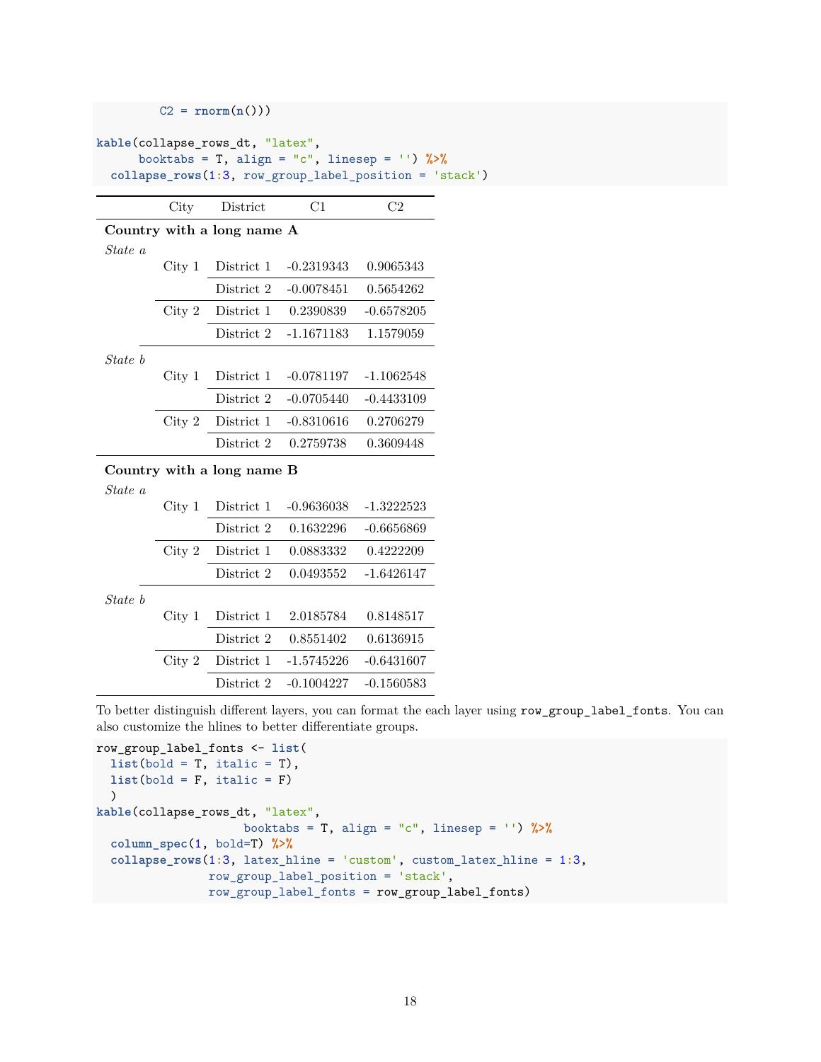```
        C2 = rnorm(n()))

kable(collapse_rows_dt, "latex",
      booktabs = T, align = "c", linesep = '') %>%
  collapse_rows(1:3, row_group_label_position = 'stack')
```

| City | District | C1 | C2 |
|---|---|---|---|
| **Country with a long name A** | | | |
| *State a* | | | |
| City 1 | District 1 | -0.2319343 | 0.9065343 |
| | District 2 | -0.0078451 | 0.5654262 |
| City 2 | District 1 | 0.2390839 | -0.6578205 |
| | District 2 | -1.1671183 | 1.1579059 |
| *State b* | | | |
| City 1 | District 1 | -0.0781197 | -1.1062548 |
| | District 2 | -0.0705440 | -0.4433109 |
| City 2 | District 1 | -0.8310616 | 0.2706279 |
| | District 2 | 0.2759738 | 0.3609448 |
| **Country with a long name B** | | | |
| *State a* | | | |
| City 1 | District 1 | -0.9636038 | -1.3222523 |
| | District 2 | 0.1632296 | -0.6656869 |
| City 2 | District 1 | 0.0883332 | 0.4222209 |
| | District 2 | 0.0493552 | -1.6426147 |
| *State b* | | | |
| City 1 | District 1 | 2.0185784 | 0.8148517 |
| | District 2 | 0.8551402 | 0.6136915 |
| City 2 | District 1 | -1.5745226 | -0.6431607 |
| | District 2 | -0.1004227 | -0.1560583 |

To better distinguish different layers, you can format the each layer using `row_group_label_fonts`. You can also customize the hlines to better differentiate groups.

```
row_group_label_fonts <- list(
  list(bold = T, italic = T),
  list(bold = F, italic = F)
  )
kable(collapse_rows_dt, "latex",
                     booktabs = T, align = "c", linesep = '') %>%
  column_spec(1, bold=T) %>%
  collapse_rows(1:3, latex_hline = 'custom', custom_latex_hline = 1:3,
                row_group_label_position = 'stack',
                row_group_label_fonts = row_group_label_fonts)
```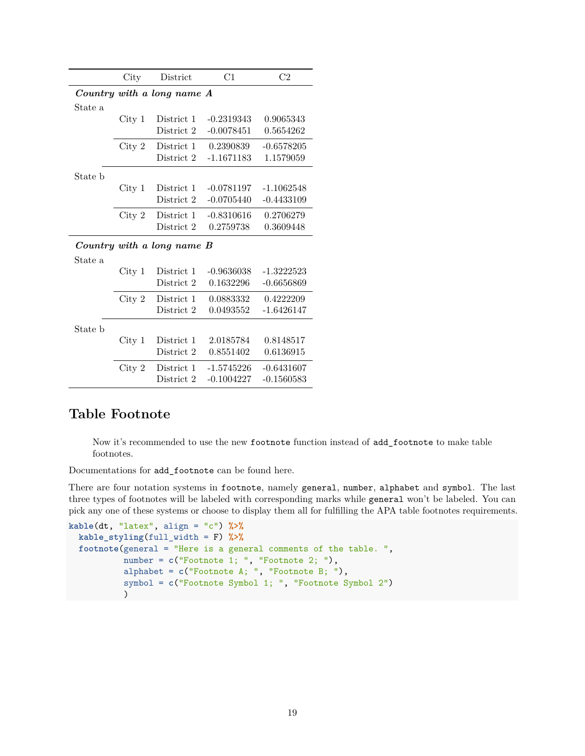| | City | District | C1 | C2 |
|---|---|---|---|---|
| ***Country with a long name A*** | | | | |
| State a | | | | |
| | City 1 | District 1 | -0.2319343 | 0.9065343 |
| | | District 2 | -0.0078451 | 0.5654262 |
| | City 2 | District 1 | 0.2390839 | -0.6578205 |
| | | District 2 | -1.1671183 | 1.1579059 |
| State b | | | | |
| | City 1 | District 1 | -0.0781197 | -1.1062548 |
| | | District 2 | -0.0705440 | -0.4433109 |
| | City 2 | District 1 | -0.8310616 | 0.2706279 |
| | | District 2 | 0.2759738 | 0.3609448 |
| ***Country with a long name B*** | | | | |
| State a | | | | |
| | City 1 | District 1 | -0.9636038 | -1.3222523 |
| | | District 2 | 0.1632296 | -0.6656869 |
| | City 2 | District 1 | 0.0883332 | 0.4222209 |
| | | District 2 | 0.0493552 | -1.6426147 |
| State b | | | | |
| | City 1 | District 1 | 2.0185784 | 0.8148517 |
| | | District 2 | 0.8551402 | 0.6136915 |
| | City 2 | District 1 | -1.5745226 | -0.6431607 |
| | | District 2 | -0.1004227 | -0.1560583 |

## Table Footnote

> Now it's recommended to use the new `footnote` function instead of `add_footnote` to make table footnotes.

Documentations for `add_footnote` can be found here.

There are four notation systems in `footnote`, namely `general`, `number`, `alphabet` and `symbol`. The last three types of footnotes will be labeled with corresponding marks while `general` won't be labeled. You can pick any one of these systems or choose to display them all for fulfilling the APA table footnotes requirements.

```
kable(dt, "latex", align = "c") %>%
  kable_styling(full_width = F) %>%
  footnote(general = "Here is a general comments of the table. ",
           number = c("Footnote 1; ", "Footnote 2; "),
           alphabet = c("Footnote A; ", "Footnote B; "),
           symbol = c("Footnote Symbol 1; ", "Footnote Symbol 2")
           )
```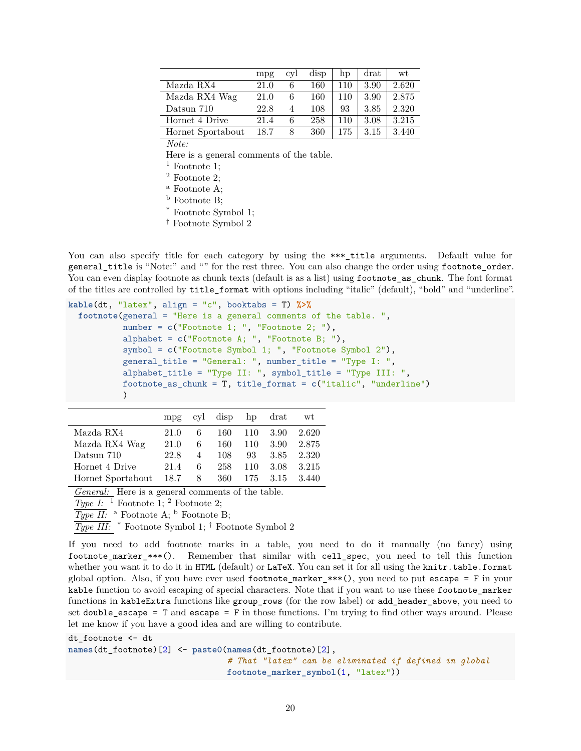|  | mpg | cyl | disp | hp | drat | wt |
|---|---|---|---|---|---|---|
| Mazda RX4 | 21.0 | 6 | 160 | 110 | 3.90 | 2.620 |
| Mazda RX4 Wag | 21.0 | 6 | 160 | 110 | 3.90 | 2.875 |
| Datsun 710 | 22.8 | 4 | 108 | 93 | 3.85 | 2.320 |
| Hornet 4 Drive | 21.4 | 6 | 258 | 110 | 3.08 | 3.215 |
| Hornet Sportabout | 18.7 | 8 | 360 | 175 | 3.15 | 3.440 |

*Note:*
Here is a general comments of the table.
[1] Footnote 1;
[2] Footnote 2;
[a] Footnote A;
[b] Footnote B;
[*] Footnote Symbol 1;
[†] Footnote Symbol 2

You can also specify title for each category by using the `***_title` arguments. Default value for `general_title` is "Note:" and "" for the rest three. You can also change the order using `footnote_order`. You can even display footnote as chunk texts (default is as a list) using `footnote_as_chunk`. The font format of the titles are controlled by `title_format` with options including "italic" (default), "bold" and "underline".

```
kable(dt, "latex", align = "c", booktabs = T) %>%
  footnote(general = "Here is a general comments of the table. ",
           number = c("Footnote 1; ", "Footnote 2; "),
           alphabet = c("Footnote A; ", "Footnote B; "),
           symbol = c("Footnote Symbol 1; ", "Footnote Symbol 2"),
           general_title = "General: ", number_title = "Type I: ",
           alphabet_title = "Type II: ", symbol_title = "Type III: ",
           footnote_as_chunk = T, title_format = c("italic", "underline")
           )
```

|  | mpg | cyl | disp | hp | drat | wt |
|---|---|---|---|---|---|---|
| Mazda RX4 | 21.0 | 6 | 160 | 110 | 3.90 | 2.620 |
| Mazda RX4 Wag | 21.0 | 6 | 160 | 110 | 3.90 | 2.875 |
| Datsun 710 | 22.8 | 4 | 108 | 93 | 3.85 | 2.320 |
| Hornet 4 Drive | 21.4 | 6 | 258 | 110 | 3.08 | 3.215 |
| Hornet Sportabout | 18.7 | 8 | 360 | 175 | 3.15 | 3.440 |

*General:* Here is a general comments of the table.
*Type I:* [1] Footnote 1; [2] Footnote 2;
*Type II:* [a] Footnote A; [b] Footnote B;
*Type III:* [*] Footnote Symbol 1; [†] Footnote Symbol 2

If you need to add footnote marks in a table, you need to do it manually (no fancy) using `footnote_marker_***()`. Remember that similar with `cell_spec`, you need to tell this function whether you want it to do it in `HTML` (default) or `LaTeX`. You can set it for all using the `knitr.table.format` global option. Also, if you have ever used `footnote_marker_***()`, you need to put `escape = F` in your `kable` function to avoid escaping of special characters. Note that if you want to use these `footnote_marker` functions in `kableExtra` functions like `group_rows` (for the row label) or `add_header_above`, you need to set `double_escape = T` and `escape = F` in those functions. I'm trying to find other ways around. Please let me know if you have a good idea and are willing to contribute.

```
dt_footnote <- dt
names(dt_footnote)[2] <- paste0(names(dt_footnote)[2],
                                # That "latex" can be eliminated if defined in global
                                footnote_marker_symbol(1, "latex"))
```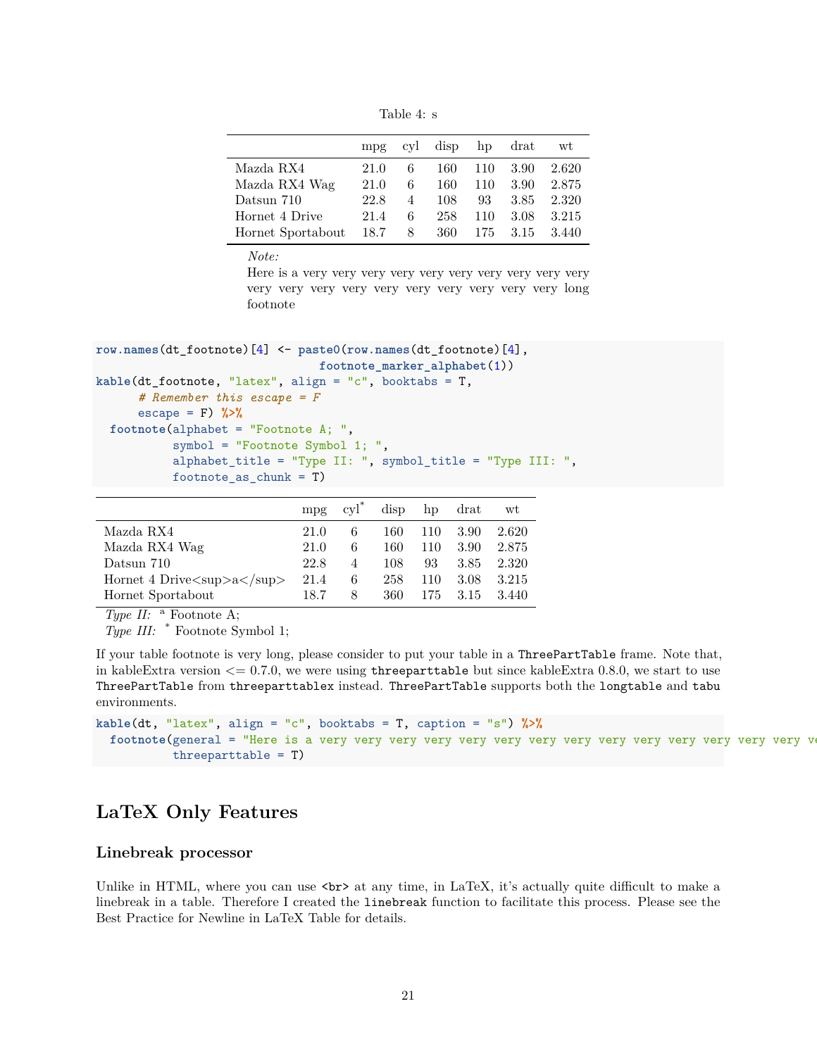Table 4: s

| | mpg | cyl | disp | hp | drat | wt |
|---|---|---|---|---|---|---|
| Mazda RX4 | 21.0 | 6 | 160 | 110 | 3.90 | 2.620 |
| Mazda RX4 Wag | 21.0 | 6 | 160 | 110 | 3.90 | 2.875 |
| Datsun 710 | 22.8 | 4 | 108 | 93 | 3.85 | 2.320 |
| Hornet 4 Drive | 21.4 | 6 | 258 | 110 | 3.08 | 3.215 |
| Hornet Sportabout | 18.7 | 8 | 360 | 175 | 3.15 | 3.440 |

*Note:*
Here is a very very very very very very very very very very very very very very very very very very very very long footnote

```
row.names(dt_footnote)[4] <- paste0(row.names(dt_footnote)[4],
                                    footnote_marker_alphabet(1))
kable(dt_footnote, "latex", align = "c", booktabs = T,
      # Remember this escape = F
      escape = F) %>%
  footnote(alphabet = "Footnote A; ",
           symbol = "Footnote Symbol 1; ",
           alphabet_title = "Type II: ", symbol_title = "Type III: ",
           footnote_as_chunk = T)
```

| | mpg | cyl* | disp | hp | drat | wt |
|---|---|---|---|---|---|---|
| Mazda RX4 | 21.0 | 6 | 160 | 110 | 3.90 | 2.620 |
| Mazda RX4 Wag | 21.0 | 6 | 160 | 110 | 3.90 | 2.875 |
| Datsun 710 | 22.8 | 4 | 108 | 93 | 3.85 | 2.320 |
| Hornet 4 Drive&lt;sup&gt;a&lt;/sup&gt; | 21.4 | 6 | 258 | 110 | 3.08 | 3.215 |
| Hornet Sportabout | 18.7 | 8 | 360 | 175 | 3.15 | 3.440 |

*Type II:* [a] Footnote A;
*Type III:* * Footnote Symbol 1;

If your table footnote is very long, please consider to put your table in a `ThreePartTable` frame. Note that, in kableExtra version <= 0.7.0, we were using `threeparttable` but since kableExtra 0.8.0, we start to use `ThreePartTable` from `threeparttablex` instead. `ThreePartTable` supports both the `longtable` and `tabu` environments.

```
kable(dt, "latex", align = "c", booktabs = T, caption = "s") %>%
  footnote(general = "Here is a very very very very very very very very very very very very very very ve
           threeparttable = T)
```

## LaTeX Only Features

### Linebreak processor

Unlike in HTML, where you can use `<br>` at any time, in LaTeX, it's actually quite difficult to make a linebreak in a table. Therefore I created the `linebreak` function to facilitate this process. Please see the Best Practice for Newline in LaTeX Table for details.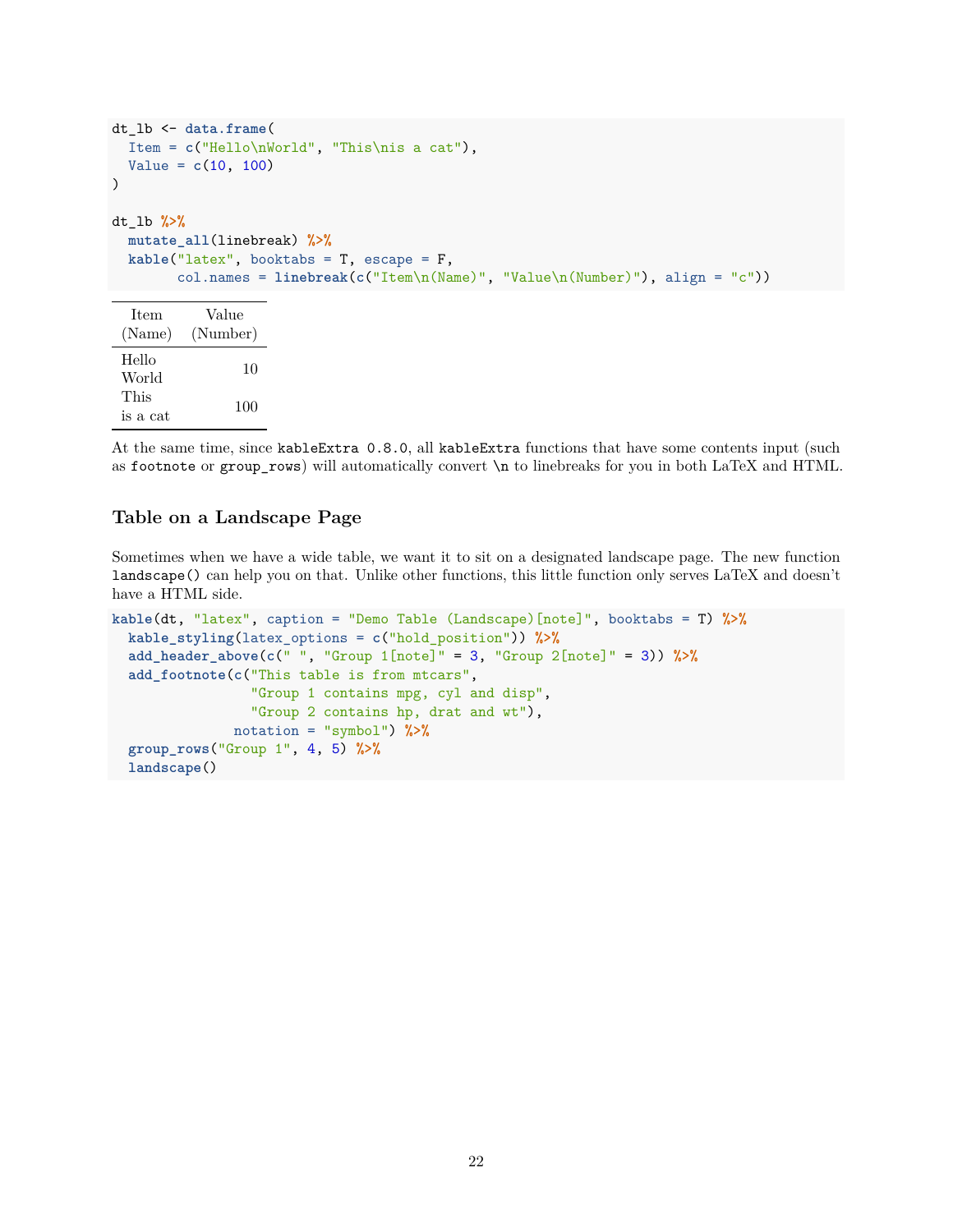```r
dt_lb <- data.frame(
  Item = c("Hello\nWorld", "This\nis a cat"),
  Value = c(10, 100)
)

dt_lb %>%
  mutate_all(linebreak) %>%
  kable("latex", booktabs = T, escape = F,
        col.names = linebreak(c("Item\n(Name)", "Value\n(Number)"), align = "c"))
```

| Item (Name) | Value (Number) |
|---|---|
| Hello World | 10 |
| This is a cat | 100 |

At the same time, since `kableExtra 0.8.0`, all `kableExtra` functions that have some contents input (such as `footnote` or `group_rows`) will automatically convert `\n` to linebreaks for you in both LaTeX and HTML.

### Table on a Landscape Page

Sometimes when we have a wide table, we want it to sit on a designated landscape page. The new function `landscape()` can help you on that. Unlike other functions, this little function only serves LaTeX and doesn't have a HTML side.

```r
kable(dt, "latex", caption = "Demo Table (Landscape)[note]", booktabs = T) %>%
  kable_styling(latex_options = c("hold_position")) %>%
  add_header_above(c(" ", "Group 1[note]" = 3, "Group 2[note]" = 3)) %>%
  add_footnote(c("This table is from mtcars",
                 "Group 1 contains mpg, cyl and disp",
                 "Group 2 contains hp, drat and wt"),
               notation = "symbol") %>%
  group_rows("Group 1", 4, 5) %>%
  landscape()
```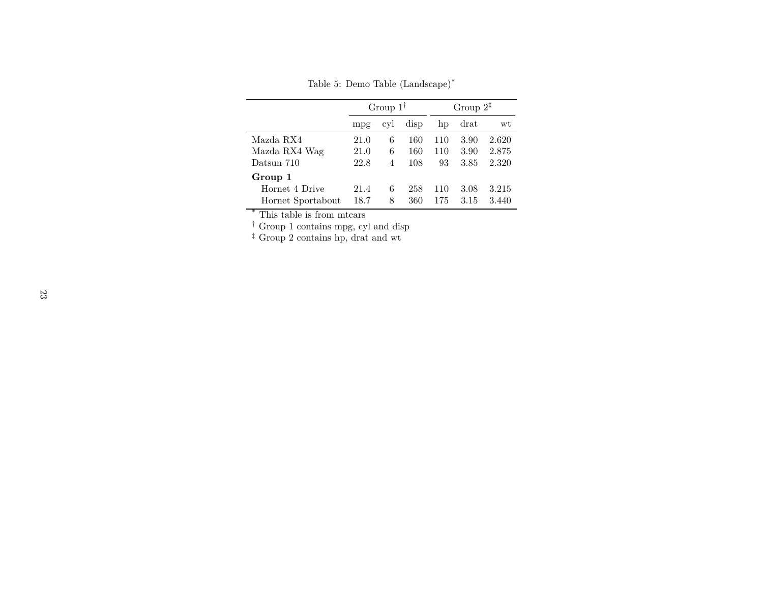Table 5: Demo Table (Landscape)*

| | Group 1† | | | Group 2‡ | | |
|---|---|---|---|---|---|---|
| | mpg | cyl | disp | hp | drat | wt |
| Mazda RX4 | 21.0 | 6 | 160 | 110 | 3.90 | 2.620 |
| Mazda RX4 Wag | 21.0 | 6 | 160 | 110 | 3.90 | 2.875 |
| Datsun 710 | 22.8 | 4 | 108 | 93 | 3.85 | 2.320 |
| **Group 1** | | | | | | |
| Hornet 4 Drive | 21.4 | 6 | 258 | 110 | 3.08 | 3.215 |
| Hornet Sportabout | 18.7 | 8 | 360 | 175 | 3.15 | 3.440 |

* This table is from mtcars

† Group 1 contains mpg, cyl and disp

‡ Group 2 contains hp, drat and wt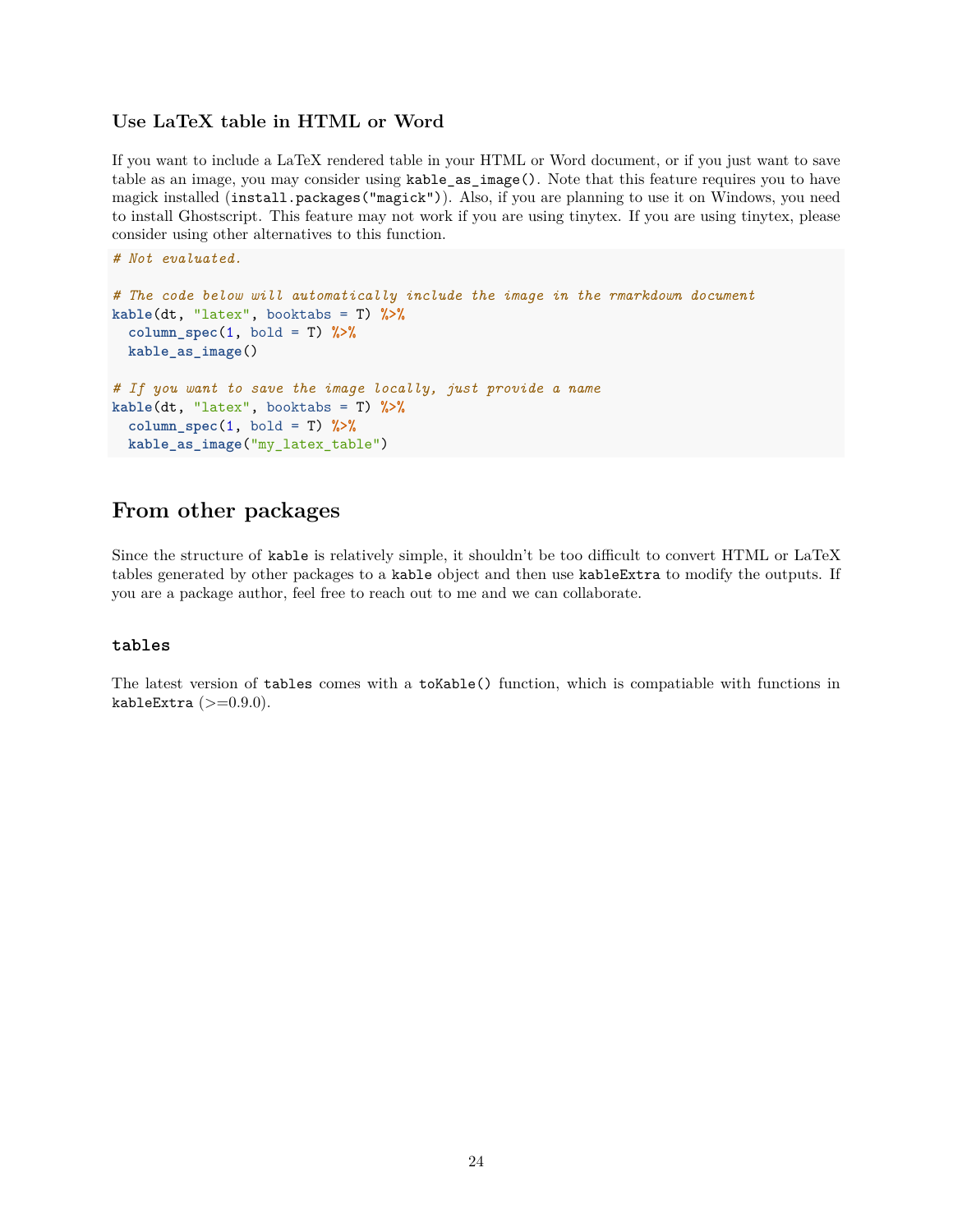### Use LaTeX table in HTML or Word

If you want to include a LaTeX rendered table in your HTML or Word document, or if you just want to save table as an image, you may consider using `kable_as_image()`. Note that this feature requires you to have magick installed (`install.packages("magick")`). Also, if you are planning to use it on Windows, you need to install Ghostscript. This feature may not work if you are using tinytex. If you are using tinytex, please consider using other alternatives to this function.

```
# Not evaluated.

# The code below will automatically include the image in the rmarkdown document
kable(dt, "latex", booktabs = T) %>%
  column_spec(1, bold = T) %>%
  kable_as_image()

# If you want to save the image locally, just provide a name
kable(dt, "latex", booktabs = T) %>%
  column_spec(1, bold = T) %>%
  kable_as_image("my_latex_table")
```

## From other packages

Since the structure of `kable` is relatively simple, it shouldn't be too difficult to convert HTML or LaTeX tables generated by other packages to a `kable` object and then use `kableExtra` to modify the outputs. If you are a package author, feel free to reach out to me and we can collaborate.

### `tables`

The latest version of `tables` comes with a `toKable()` function, which is compatiable with functions in `kableExtra` (>=0.9.0).